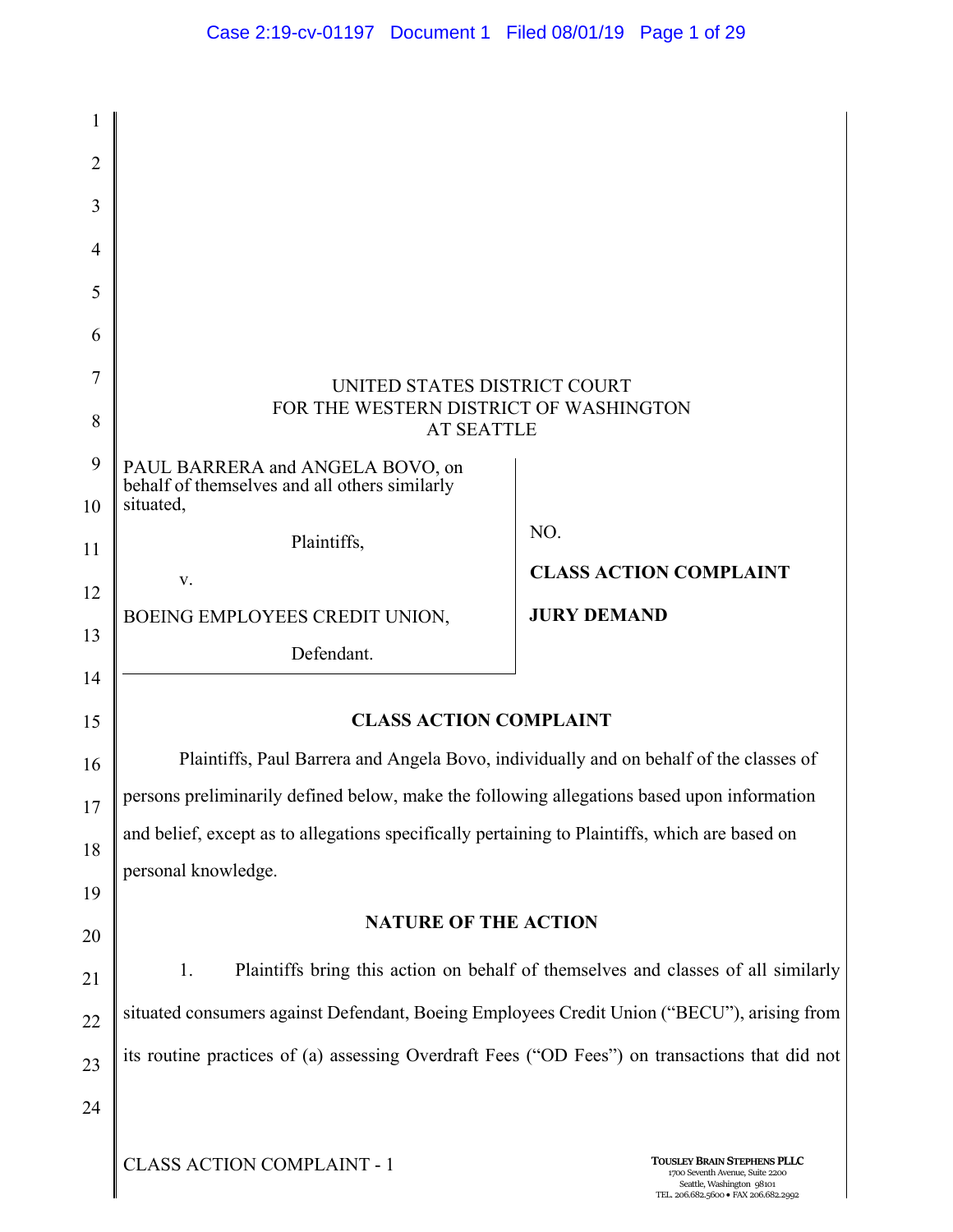UNITED STATES DISTRICT COURT
FOR THE WESTERN DISTRICT OF WASHINGTON
AT SEATTLE

| | |
|---|---|
| PAUL BARRERA and ANGELA BOVO, on behalf of themselves and all others similarly situated,<br><br>Plaintiffs,<br><br>v.<br><br>BOEING EMPLOYEES CREDIT UNION,<br><br>Defendant. | NO.<br><br>**CLASS ACTION COMPLAINT**<br><br>**JURY DEMAND** |

## CLASS ACTION COMPLAINT

Plaintiffs, Paul Barrera and Angela Bovo, individually and on behalf of the classes of persons preliminarily defined below, make the following allegations based upon information and belief, except as to allegations specifically pertaining to Plaintiffs, which are based on personal knowledge.

## NATURE OF THE ACTION

1. Plaintiffs bring this action on behalf of themselves and classes of all similarly situated consumers against Defendant, Boeing Employees Credit Union ("BECU"), arising from its routine practices of (a) assessing Overdraft Fees ("OD Fees") on transactions that did not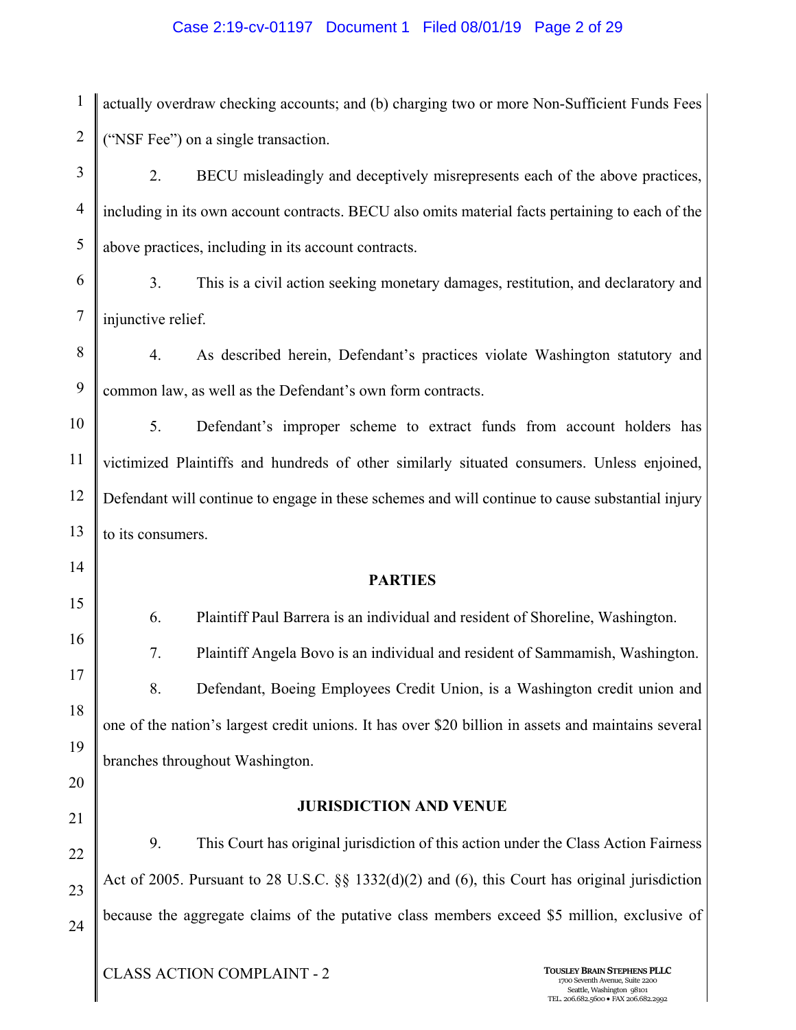actually overdraw checking accounts; and (b) charging two or more Non-Sufficient Funds Fees ("NSF Fee") on a single transaction.

2. BECU misleadingly and deceptively misrepresents each of the above practices, including in its own account contracts. BECU also omits material facts pertaining to each of the above practices, including in its account contracts.

3. This is a civil action seeking monetary damages, restitution, and declaratory and injunctive relief.

4. As described herein, Defendant's practices violate Washington statutory and common law, as well as the Defendant's own form contracts.

5. Defendant's improper scheme to extract funds from account holders has victimized Plaintiffs and hundreds of other similarly situated consumers. Unless enjoined, Defendant will continue to engage in these schemes and will continue to cause substantial injury to its consumers.

## PARTIES

6. Plaintiff Paul Barrera is an individual and resident of Shoreline, Washington.

7. Plaintiff Angela Bovo is an individual and resident of Sammamish, Washington.

8. Defendant, Boeing Employees Credit Union, is a Washington credit union and one of the nation's largest credit unions. It has over $20 billion in assets and maintains several branches throughout Washington.

## JURISDICTION AND VENUE

9. This Court has original jurisdiction of this action under the Class Action Fairness Act of 2005. Pursuant to 28 U.S.C. §§ 1332(d)(2) and (6), this Court has original jurisdiction because the aggregate claims of the putative class members exceed $5 million, exclusive of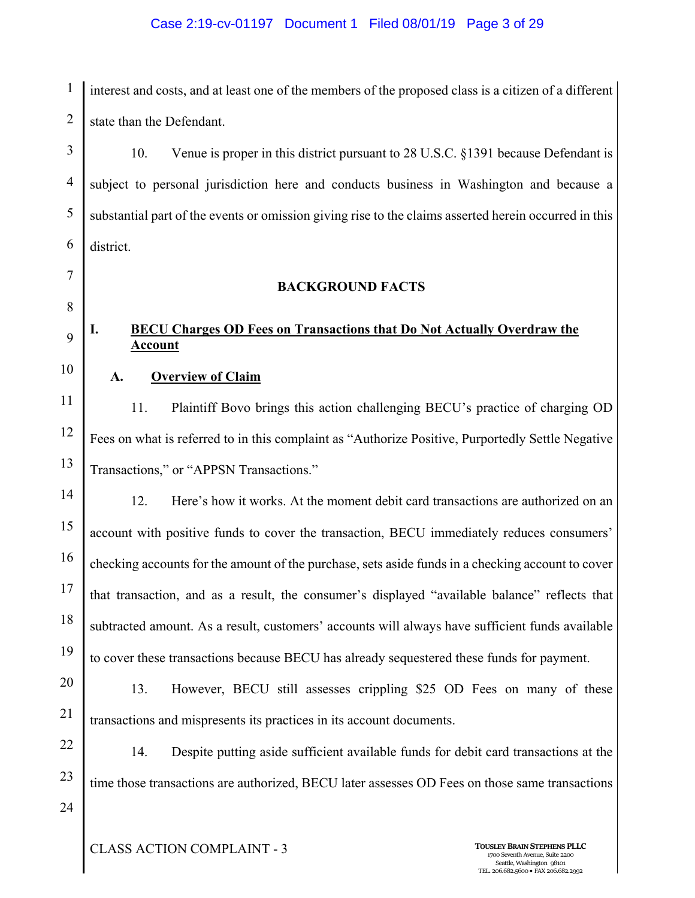interest and costs, and at least one of the members of the proposed class is a citizen of a different state than the Defendant.

10. Venue is proper in this district pursuant to 28 U.S.C. §1391 because Defendant is subject to personal jurisdiction here and conducts business in Washington and because a substantial part of the events or omission giving rise to the claims asserted herein occurred in this district.

## BACKGROUND FACTS

### I. BECU Charges OD Fees on Transactions that Do Not Actually Overdraw the Account

#### A. Overview of Claim

11. Plaintiff Bovo brings this action challenging BECU's practice of charging OD Fees on what is referred to in this complaint as "Authorize Positive, Purportedly Settle Negative Transactions," or "APPSN Transactions."

12. Here's how it works. At the moment debit card transactions are authorized on an account with positive funds to cover the transaction, BECU immediately reduces consumers' checking accounts for the amount of the purchase, sets aside funds in a checking account to cover that transaction, and as a result, the consumer's displayed "available balance" reflects that subtracted amount. As a result, customers' accounts will always have sufficient funds available to cover these transactions because BECU has already sequestered these funds for payment.

13. However, BECU still assesses crippling $25 OD Fees on many of these transactions and mispresents its practices in its account documents.

14. Despite putting aside sufficient available funds for debit card transactions at the time those transactions are authorized, BECU later assesses OD Fees on those same transactions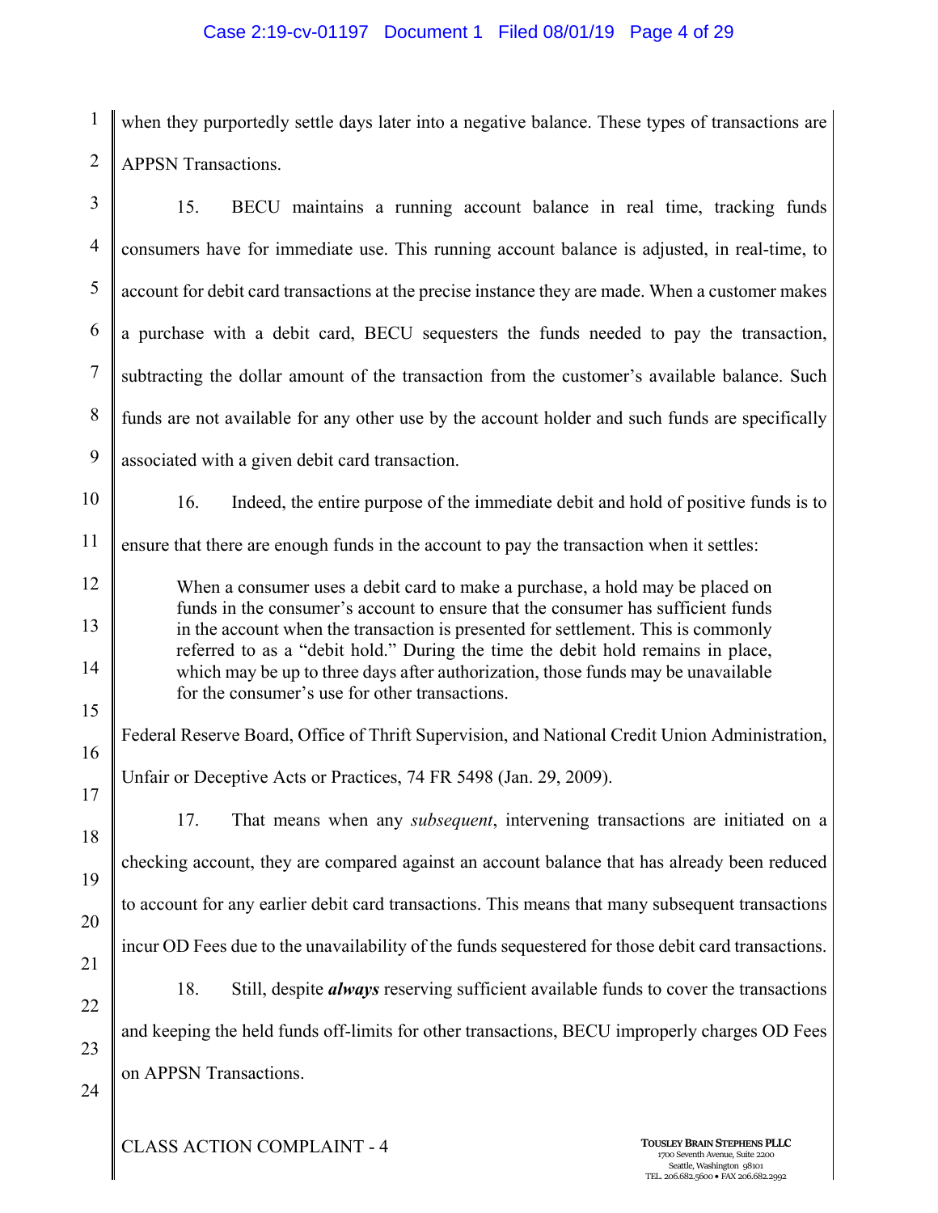when they purportedly settle days later into a negative balance. These types of transactions are APPSN Transactions.

15. BECU maintains a running account balance in real time, tracking funds consumers have for immediate use. This running account balance is adjusted, in real-time, to account for debit card transactions at the precise instance they are made. When a customer makes a purchase with a debit card, BECU sequesters the funds needed to pay the transaction, subtracting the dollar amount of the transaction from the customer's available balance. Such funds are not available for any other use by the account holder and such funds are specifically associated with a given debit card transaction.

16. Indeed, the entire purpose of the immediate debit and hold of positive funds is to ensure that there are enough funds in the account to pay the transaction when it settles:

> When a consumer uses a debit card to make a purchase, a hold may be placed on funds in the consumer's account to ensure that the consumer has sufficient funds in the account when the transaction is presented for settlement. This is commonly referred to as a "debit hold." During the time the debit hold remains in place, which may be up to three days after authorization, those funds may be unavailable for the consumer's use for other transactions.

Federal Reserve Board, Office of Thrift Supervision, and National Credit Union Administration, Unfair or Deceptive Acts or Practices, 74 FR 5498 (Jan. 29, 2009).

17. That means when any *subsequent*, intervening transactions are initiated on a checking account, they are compared against an account balance that has already been reduced to account for any earlier debit card transactions. This means that many subsequent transactions incur OD Fees due to the unavailability of the funds sequestered for those debit card transactions.

18. Still, despite ***always*** reserving sufficient available funds to cover the transactions and keeping the held funds off-limits for other transactions, BECU improperly charges OD Fees on APPSN Transactions.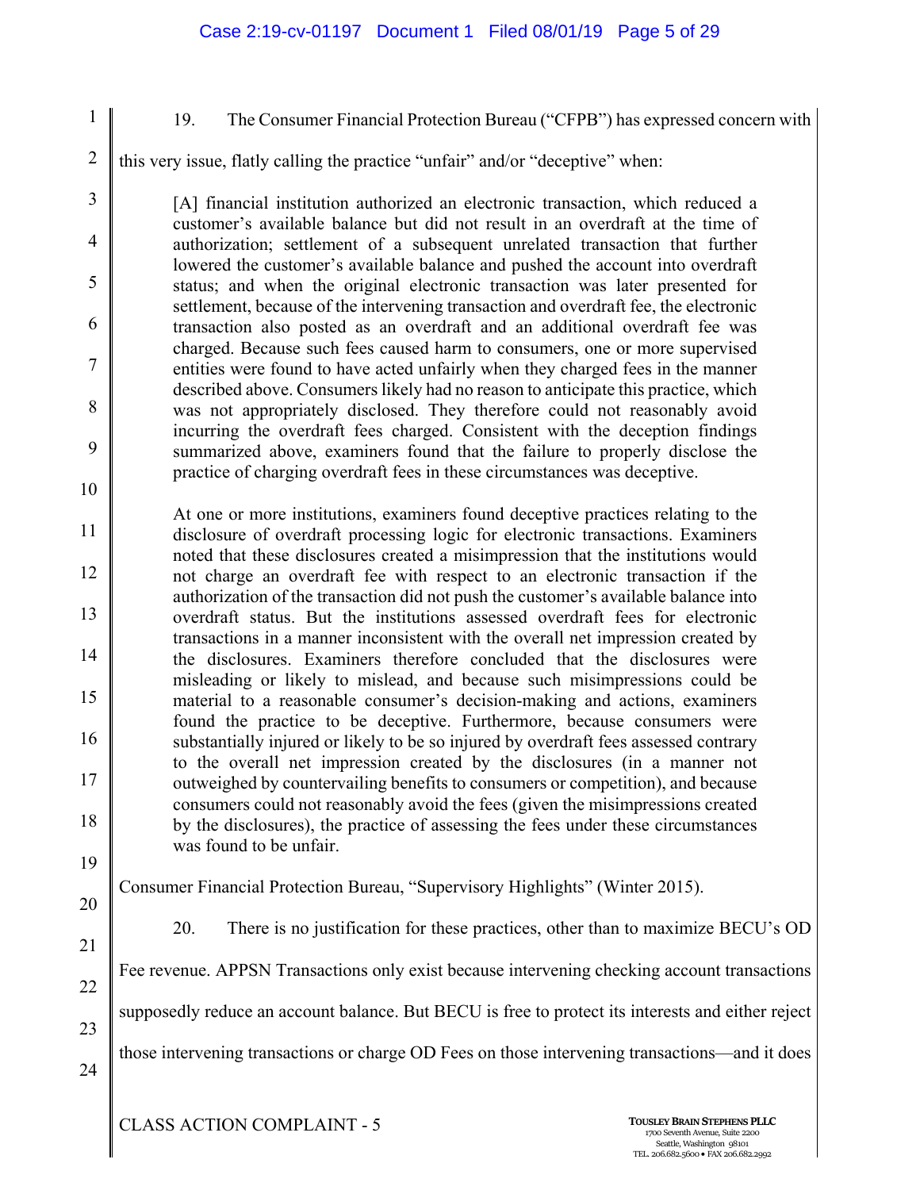19. The Consumer Financial Protection Bureau ("CFPB") has expressed concern with this very issue, flatly calling the practice "unfair" and/or "deceptive" when:

> [A] financial institution authorized an electronic transaction, which reduced a customer's available balance but did not result in an overdraft at the time of authorization; settlement of a subsequent unrelated transaction that further lowered the customer's available balance and pushed the account into overdraft status; and when the original electronic transaction was later presented for settlement, because of the intervening transaction and overdraft fee, the electronic transaction also posted as an overdraft and an additional overdraft fee was charged. Because such fees caused harm to consumers, one or more supervised entities were found to have acted unfairly when they charged fees in the manner described above. Consumers likely had no reason to anticipate this practice, which was not appropriately disclosed. They therefore could not reasonably avoid incurring the overdraft fees charged. Consistent with the deception findings summarized above, examiners found that the failure to properly disclose the practice of charging overdraft fees in these circumstances was deceptive.
>
> At one or more institutions, examiners found deceptive practices relating to the disclosure of overdraft processing logic for electronic transactions. Examiners noted that these disclosures created a misimpression that the institutions would not charge an overdraft fee with respect to an electronic transaction if the authorization of the transaction did not push the customer's available balance into overdraft status. But the institutions assessed overdraft fees for electronic transactions in a manner inconsistent with the overall net impression created by the disclosures. Examiners therefore concluded that the disclosures were misleading or likely to mislead, and because such misimpressions could be material to a reasonable consumer's decision-making and actions, examiners found the practice to be deceptive. Furthermore, because consumers were substantially injured or likely to be so injured by overdraft fees assessed contrary to the overall net impression created by the disclosures (in a manner not outweighed by countervailing benefits to consumers or competition), and because consumers could not reasonably avoid the fees (given the misimpressions created by the disclosures), the practice of assessing the fees under these circumstances was found to be unfair.

Consumer Financial Protection Bureau, "Supervisory Highlights" (Winter 2015).

20. There is no justification for these practices, other than to maximize BECU's OD Fee revenue. APPSN Transactions only exist because intervening checking account transactions supposedly reduce an account balance. But BECU is free to protect its interests and either reject those intervening transactions or charge OD Fees on those intervening transactions—and it does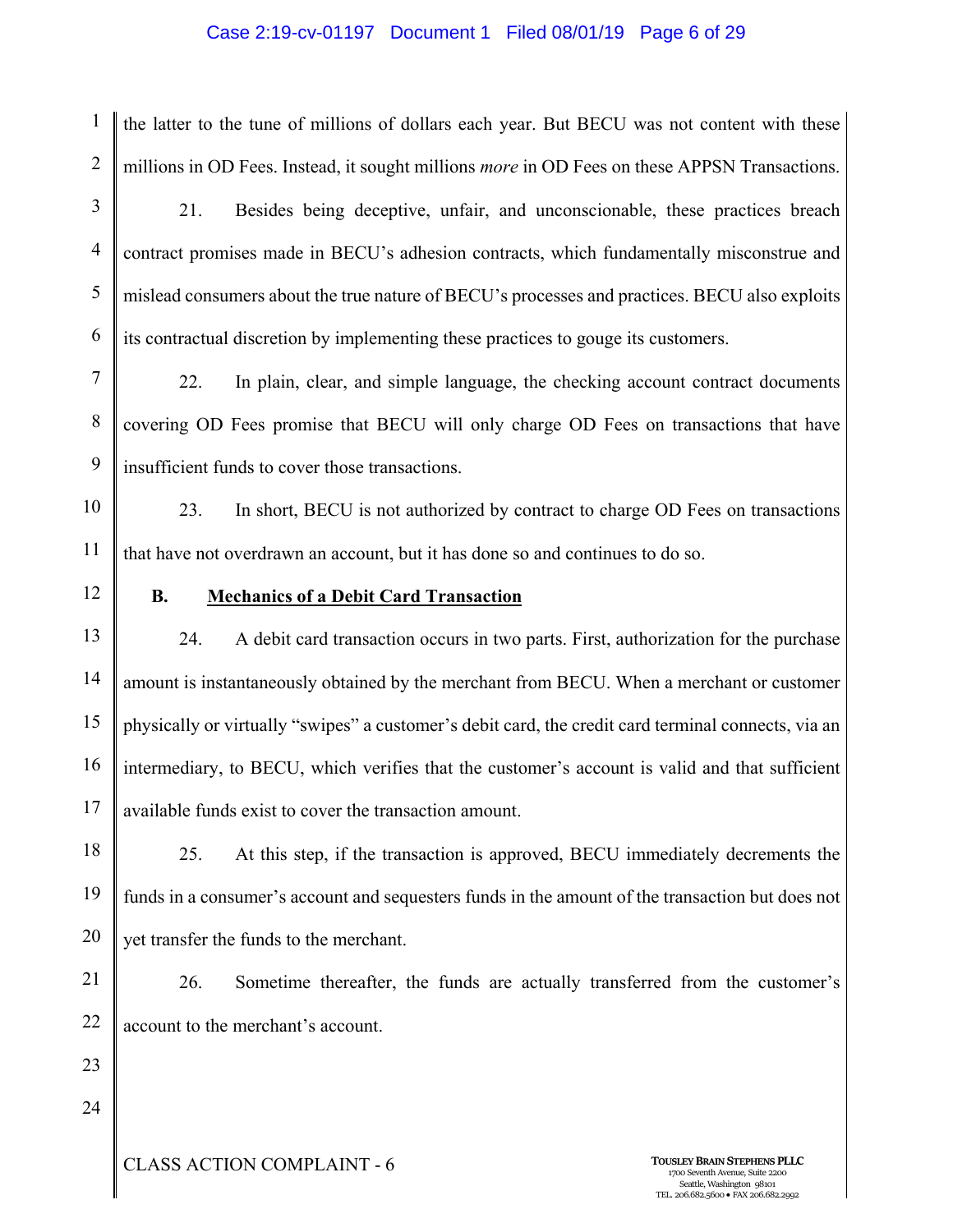the latter to the tune of millions of dollars each year. But BECU was not content with these millions in OD Fees. Instead, it sought millions *more* in OD Fees on these APPSN Transactions.

21. Besides being deceptive, unfair, and unconscionable, these practices breach contract promises made in BECU's adhesion contracts, which fundamentally misconstrue and mislead consumers about the true nature of BECU's processes and practices. BECU also exploits its contractual discretion by implementing these practices to gouge its customers.

22. In plain, clear, and simple language, the checking account contract documents covering OD Fees promise that BECU will only charge OD Fees on transactions that have insufficient funds to cover those transactions.

23. In short, BECU is not authorized by contract to charge OD Fees on transactions that have not overdrawn an account, but it has done so and continues to do so.

### B. Mechanics of a Debit Card Transaction

24. A debit card transaction occurs in two parts. First, authorization for the purchase amount is instantaneously obtained by the merchant from BECU. When a merchant or customer physically or virtually "swipes" a customer's debit card, the credit card terminal connects, via an intermediary, to BECU, which verifies that the customer's account is valid and that sufficient available funds exist to cover the transaction amount.

25. At this step, if the transaction is approved, BECU immediately decrements the funds in a consumer's account and sequesters funds in the amount of the transaction but does not yet transfer the funds to the merchant.

26. Sometime thereafter, the funds are actually transferred from the customer's account to the merchant's account.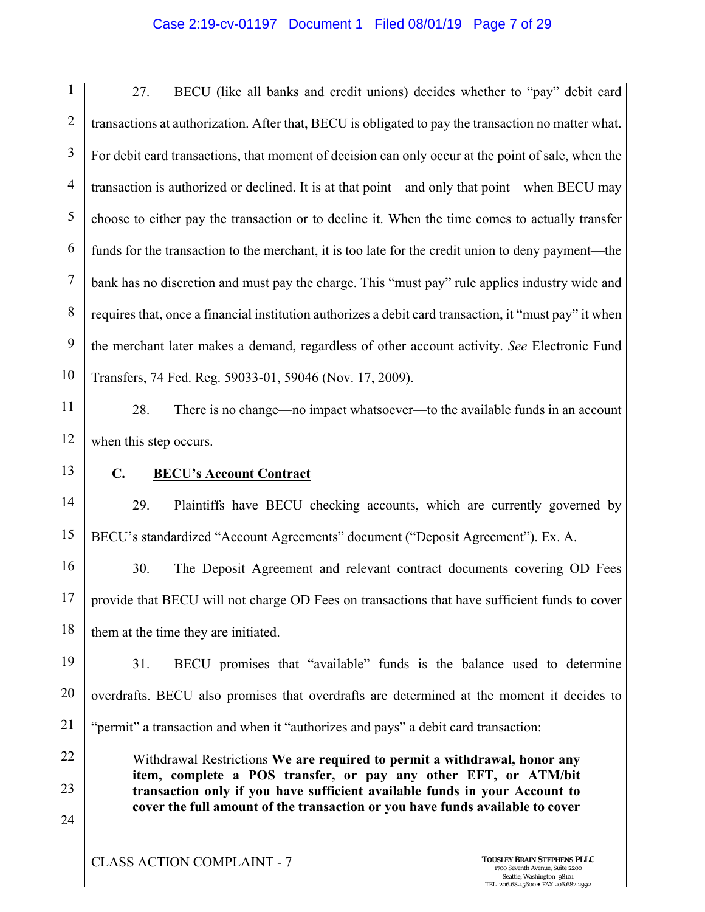27. BECU (like all banks and credit unions) decides whether to "pay" debit card transactions at authorization. After that, BECU is obligated to pay the transaction no matter what. For debit card transactions, that moment of decision can only occur at the point of sale, when the transaction is authorized or declined. It is at that point—and only that point—when BECU may choose to either pay the transaction or to decline it. When the time comes to actually transfer funds for the transaction to the merchant, it is too late for the credit union to deny payment—the bank has no discretion and must pay the charge. This "must pay" rule applies industry wide and requires that, once a financial institution authorizes a debit card transaction, it "must pay" it when the merchant later makes a demand, regardless of other account activity. *See* Electronic Fund Transfers, 74 Fed. Reg. 59033-01, 59046 (Nov. 17, 2009).

28. There is no change—no impact whatsoever—to the available funds in an account when this step occurs.

### C. BECU's Account Contract

29. Plaintiffs have BECU checking accounts, which are currently governed by BECU's standardized "Account Agreements" document ("Deposit Agreement"). Ex. A.

30. The Deposit Agreement and relevant contract documents covering OD Fees provide that BECU will not charge OD Fees on transactions that have sufficient funds to cover them at the time they are initiated.

31. BECU promises that "available" funds is the balance used to determine overdrafts. BECU also promises that overdrafts are determined at the moment it decides to "permit" a transaction and when it "authorizes and pays" a debit card transaction:

> Withdrawal Restrictions **We are required to permit a withdrawal, honor any item, complete a POS transfer, or pay any other EFT, or ATM/bit transaction only if you have sufficient available funds in your Account to cover the full amount of the transaction or you have funds available to cover**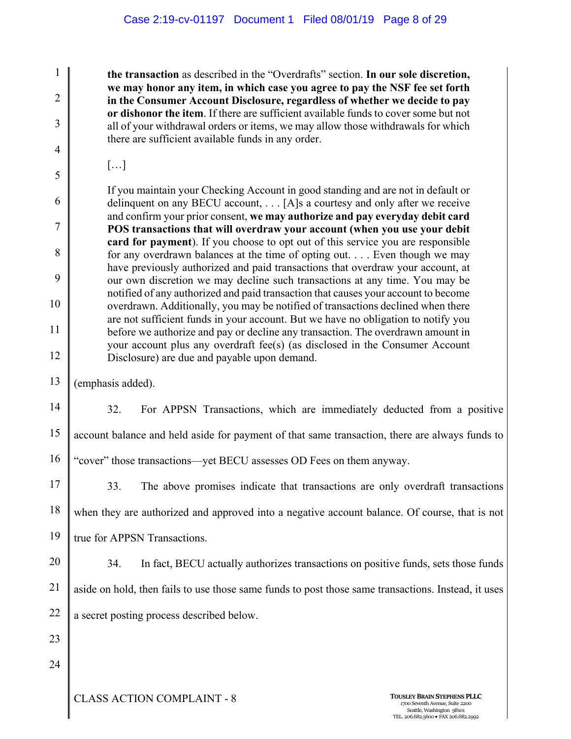> **the transaction** as described in the "Overdrafts" section. **In our sole discretion, we may honor any item, in which case you agree to pay the NSF fee set forth in the Consumer Account Disclosure, regardless of whether we decide to pay or dishonor the item**. If there are sufficient available funds to cover some but not all of your withdrawal orders or items, we may allow those withdrawals for which there are sufficient available funds in any order.
>
> […]
>
> If you maintain your Checking Account in good standing and are not in default or delinquent on any BECU account, . . . [A]s a courtesy and only after we receive and confirm your prior consent, **we may authorize and pay everyday debit card POS transactions that will overdraw your account (when you use your debit card for payment**). If you choose to opt out of this service you are responsible for any overdrawn balances at the time of opting out. . . . Even though we may have previously authorized and paid transactions that overdraw your account, at our own discretion we may decline such transactions at any time. You may be notified of any authorized and paid transaction that causes your account to become overdrawn. Additionally, you may be notified of transactions declined when there are not sufficient funds in your account. But we have no obligation to notify you before we authorize and pay or decline any transaction. The overdrawn amount in your account plus any overdraft fee(s) (as disclosed in the Consumer Account Disclosure) are due and payable upon demand.

(emphasis added).

32. For APPSN Transactions, which are immediately deducted from a positive account balance and held aside for payment of that same transaction, there are always funds to "cover" those transactions—yet BECU assesses OD Fees on them anyway.

33. The above promises indicate that transactions are only overdraft transactions when they are authorized and approved into a negative account balance. Of course, that is not true for APPSN Transactions.

34. In fact, BECU actually authorizes transactions on positive funds, sets those funds aside on hold, then fails to use those same funds to post those same transactions. Instead, it uses a secret posting process described below.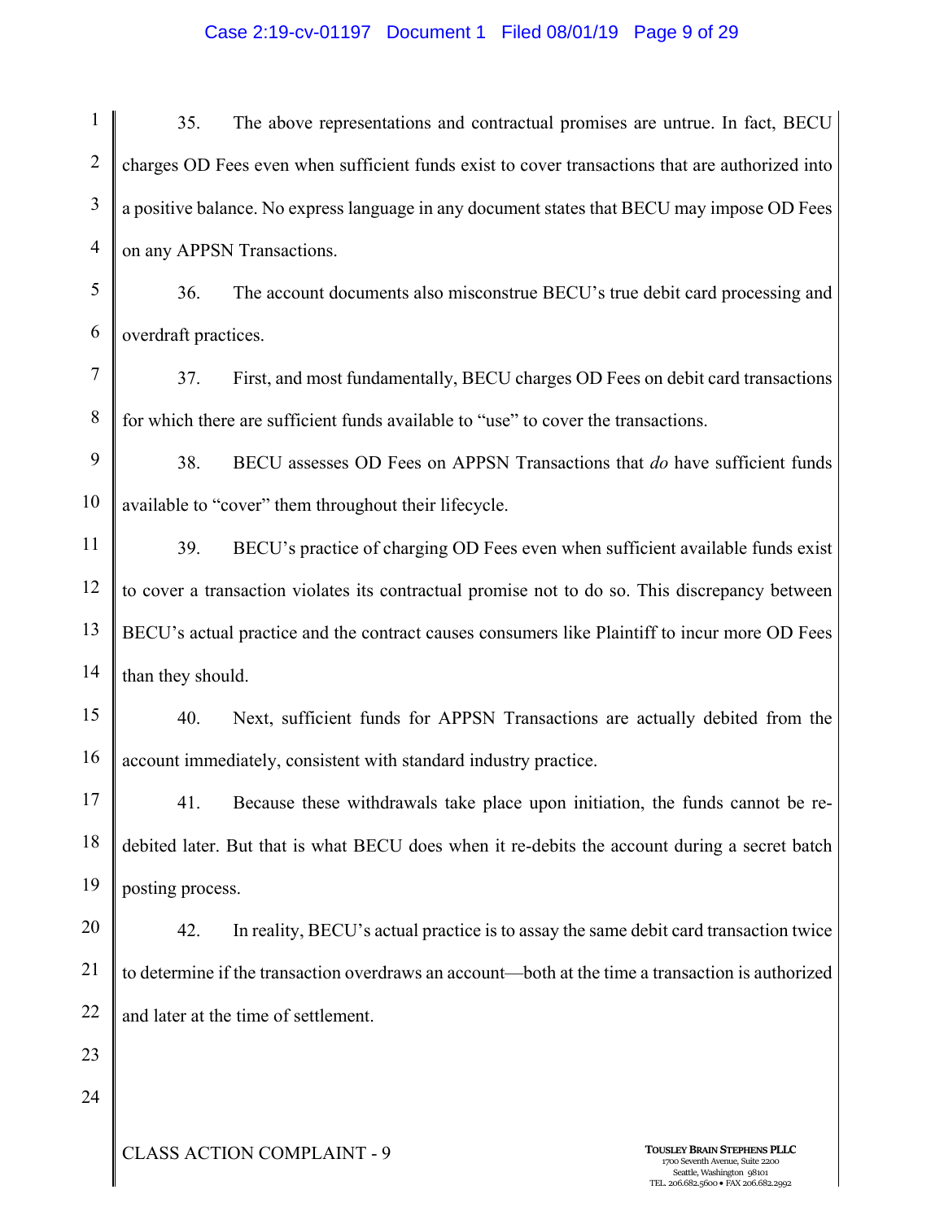35. The above representations and contractual promises are untrue. In fact, BECU charges OD Fees even when sufficient funds exist to cover transactions that are authorized into a positive balance. No express language in any document states that BECU may impose OD Fees on any APPSN Transactions.

36. The account documents also misconstrue BECU's true debit card processing and overdraft practices.

37. First, and most fundamentally, BECU charges OD Fees on debit card transactions for which there are sufficient funds available to "use" to cover the transactions.

38. BECU assesses OD Fees on APPSN Transactions that *do* have sufficient funds available to "cover" them throughout their lifecycle.

39. BECU's practice of charging OD Fees even when sufficient available funds exist to cover a transaction violates its contractual promise not to do so. This discrepancy between BECU's actual practice and the contract causes consumers like Plaintiff to incur more OD Fees than they should.

40. Next, sufficient funds for APPSN Transactions are actually debited from the account immediately, consistent with standard industry practice.

41. Because these withdrawals take place upon initiation, the funds cannot be re-debited later. But that is what BECU does when it re-debits the account during a secret batch posting process.

42. In reality, BECU's actual practice is to assay the same debit card transaction twice to determine if the transaction overdraws an account—both at the time a transaction is authorized and later at the time of settlement.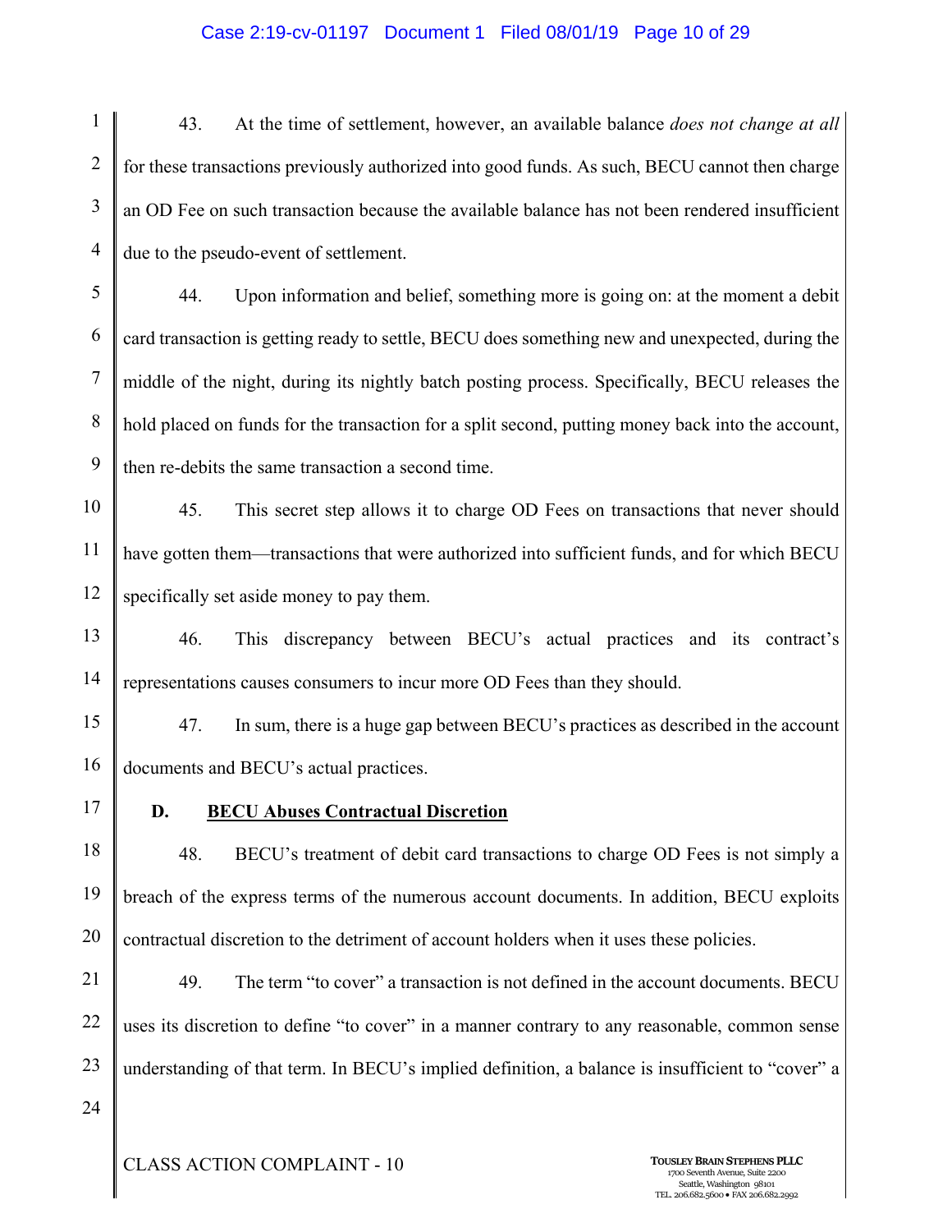43. At the time of settlement, however, an available balance *does not change at all* for these transactions previously authorized into good funds. As such, BECU cannot then charge an OD Fee on such transaction because the available balance has not been rendered insufficient due to the pseudo-event of settlement.

44. Upon information and belief, something more is going on: at the moment a debit card transaction is getting ready to settle, BECU does something new and unexpected, during the middle of the night, during its nightly batch posting process. Specifically, BECU releases the hold placed on funds for the transaction for a split second, putting money back into the account, then re-debits the same transaction a second time.

45. This secret step allows it to charge OD Fees on transactions that never should have gotten them—transactions that were authorized into sufficient funds, and for which BECU specifically set aside money to pay them.

46. This discrepancy between BECU's actual practices and its contract's representations causes consumers to incur more OD Fees than they should.

47. In sum, there is a huge gap between BECU's practices as described in the account documents and BECU's actual practices.

### D. BECU Abuses Contractual Discretion

48. BECU's treatment of debit card transactions to charge OD Fees is not simply a breach of the express terms of the numerous account documents. In addition, BECU exploits contractual discretion to the detriment of account holders when it uses these policies.

49. The term "to cover" a transaction is not defined in the account documents. BECU uses its discretion to define "to cover" in a manner contrary to any reasonable, common sense understanding of that term. In BECU's implied definition, a balance is insufficient to "cover" a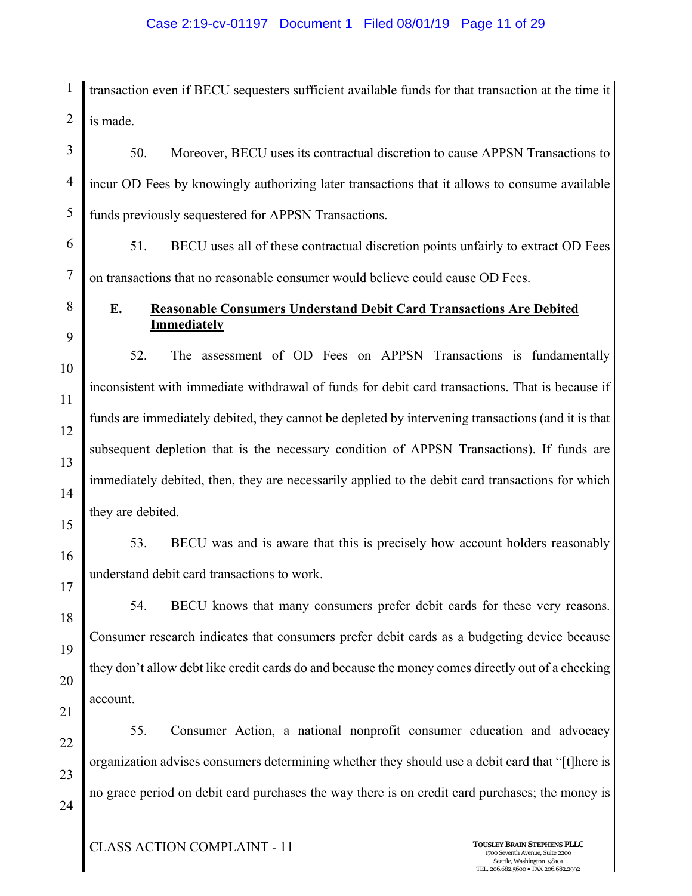transaction even if BECU sequesters sufficient available funds for that transaction at the time it is made.

50. Moreover, BECU uses its contractual discretion to cause APPSN Transactions to incur OD Fees by knowingly authorizing later transactions that it allows to consume available funds previously sequestered for APPSN Transactions.

51. BECU uses all of these contractual discretion points unfairly to extract OD Fees on transactions that no reasonable consumer would believe could cause OD Fees.

### E. Reasonable Consumers Understand Debit Card Transactions Are Debited Immediately

52. The assessment of OD Fees on APPSN Transactions is fundamentally inconsistent with immediate withdrawal of funds for debit card transactions. That is because if funds are immediately debited, they cannot be depleted by intervening transactions (and it is that subsequent depletion that is the necessary condition of APPSN Transactions). If funds are immediately debited, then, they are necessarily applied to the debit card transactions for which they are debited.

53. BECU was and is aware that this is precisely how account holders reasonably understand debit card transactions to work.

54. BECU knows that many consumers prefer debit cards for these very reasons. Consumer research indicates that consumers prefer debit cards as a budgeting device because they don't allow debt like credit cards do and because the money comes directly out of a checking account.

55. Consumer Action, a national nonprofit consumer education and advocacy organization advises consumers determining whether they should use a debit card that "[t]here is no grace period on debit card purchases the way there is on credit card purchases; the money is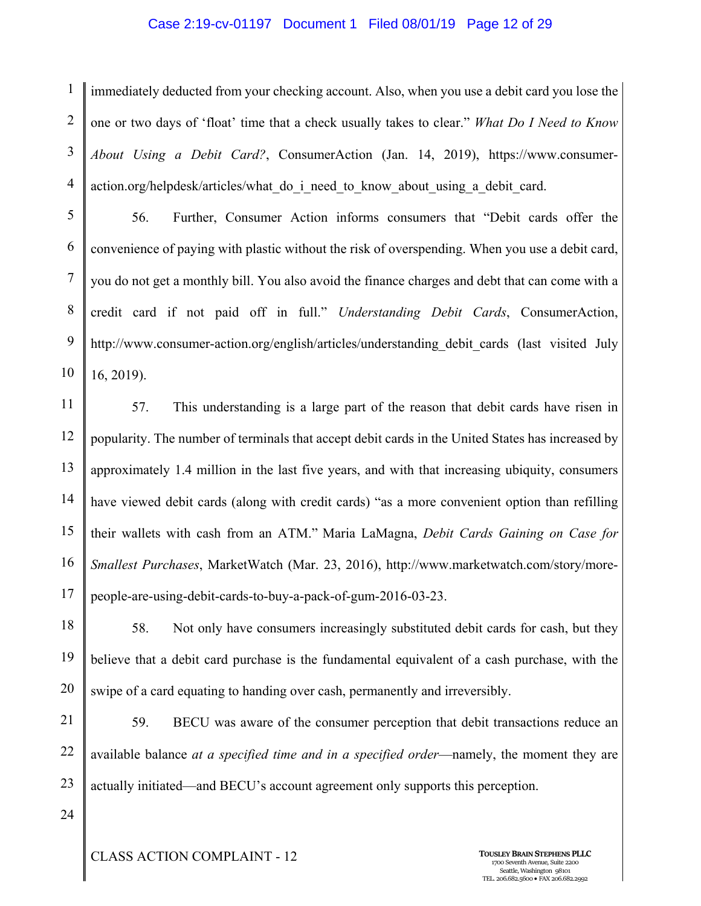immediately deducted from your checking account. Also, when you use a debit card you lose the one or two days of 'float' time that a check usually takes to clear." *What Do I Need to Know About Using a Debit Card?*, ConsumerAction (Jan. 14, 2019), https://www.consumer-action.org/helpdesk/articles/what_do_i_need_to_know_about_using_a_debit_card.

56. Further, Consumer Action informs consumers that "Debit cards offer the convenience of paying with plastic without the risk of overspending. When you use a debit card, you do not get a monthly bill. You also avoid the finance charges and debt that can come with a credit card if not paid off in full." *Understanding Debit Cards*, ConsumerAction, http://www.consumer-action.org/english/articles/understanding_debit_cards (last visited July 16, 2019).

57. This understanding is a large part of the reason that debit cards have risen in popularity. The number of terminals that accept debit cards in the United States has increased by approximately 1.4 million in the last five years, and with that increasing ubiquity, consumers have viewed debit cards (along with credit cards) "as a more convenient option than refilling their wallets with cash from an ATM." Maria LaMagna, *Debit Cards Gaining on Case for Smallest Purchases*, MarketWatch (Mar. 23, 2016), http://www.marketwatch.com/story/more-people-are-using-debit-cards-to-buy-a-pack-of-gum-2016-03-23.

58. Not only have consumers increasingly substituted debit cards for cash, but they believe that a debit card purchase is the fundamental equivalent of a cash purchase, with the swipe of a card equating to handing over cash, permanently and irreversibly.

59. BECU was aware of the consumer perception that debit transactions reduce an available balance *at a specified time and in a specified order*—namely, the moment they are actually initiated—and BECU's account agreement only supports this perception.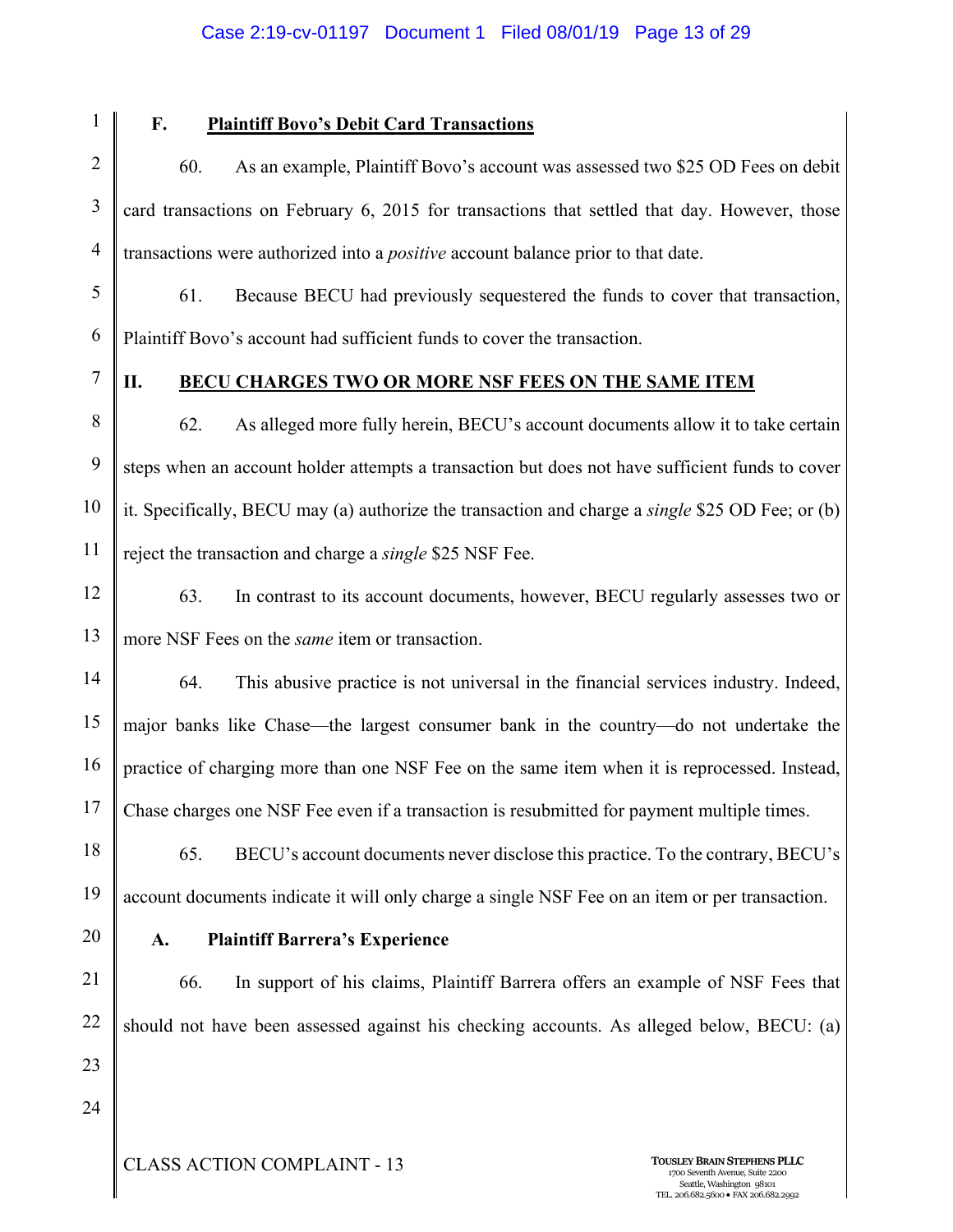### F. **Plaintiff Bovo's Debit Card Transactions**

60. As an example, Plaintiff Bovo's account was assessed two $25 OD Fees on debit card transactions on February 6, 2015 for transactions that settled that day. However, those transactions were authorized into a *positive* account balance prior to that date.

61. Because BECU had previously sequestered the funds to cover that transaction, Plaintiff Bovo's account had sufficient funds to cover the transaction.

## II. **BECU CHARGES TWO OR MORE NSF FEES ON THE SAME ITEM**

62. As alleged more fully herein, BECU's account documents allow it to take certain steps when an account holder attempts a transaction but does not have sufficient funds to cover it. Specifically, BECU may (a) authorize the transaction and charge a *single* $25 OD Fee; or (b) reject the transaction and charge a *single* $25 NSF Fee.

63. In contrast to its account documents, however, BECU regularly assesses two or more NSF Fees on the *same* item or transaction.

64. This abusive practice is not universal in the financial services industry. Indeed, major banks like Chase—the largest consumer bank in the country—do not undertake the practice of charging more than one NSF Fee on the same item when it is reprocessed. Instead, Chase charges one NSF Fee even if a transaction is resubmitted for payment multiple times.

65. BECU's account documents never disclose this practice. To the contrary, BECU's account documents indicate it will only charge a single NSF Fee on an item or per transaction.

### A. **Plaintiff Barrera's Experience**

66. In support of his claims, Plaintiff Barrera offers an example of NSF Fees that should not have been assessed against his checking accounts. As alleged below, BECU: (a)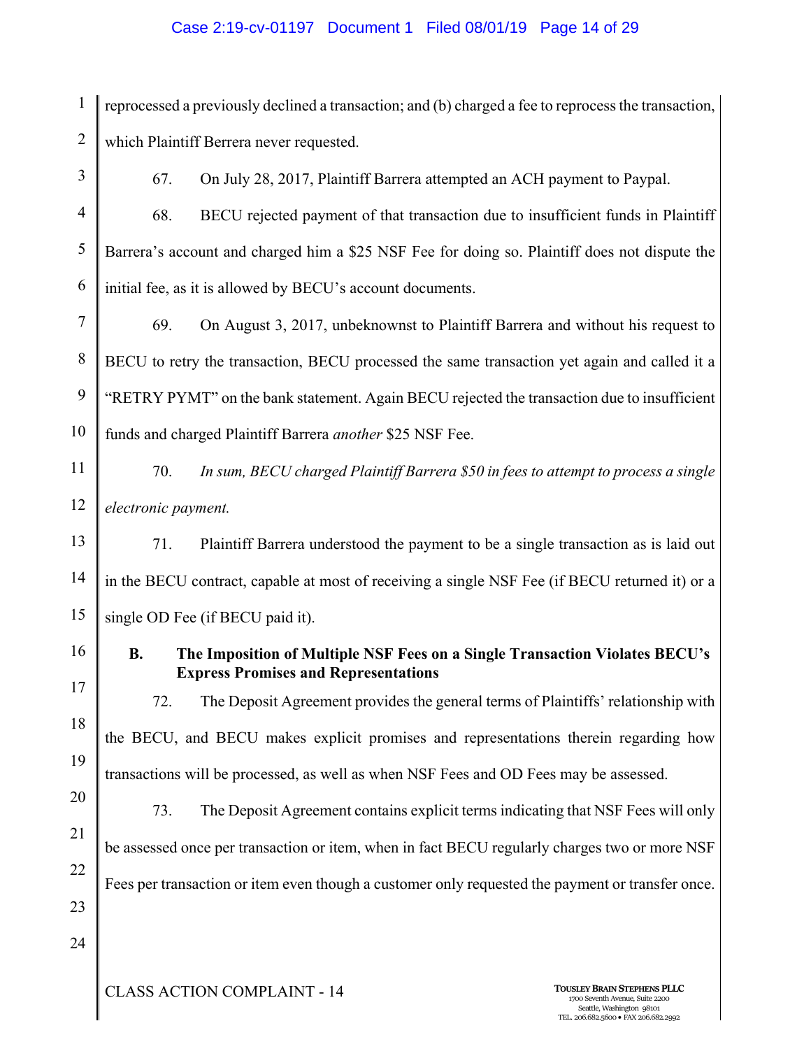reprocessed a previously declined a transaction; and (b) charged a fee to reprocess the transaction, which Plaintiff Berrera never requested.

67. On July 28, 2017, Plaintiff Barrera attempted an ACH payment to Paypal.

68. BECU rejected payment of that transaction due to insufficient funds in Plaintiff Barrera's account and charged him a $25 NSF Fee for doing so. Plaintiff does not dispute the initial fee, as it is allowed by BECU's account documents.

69. On August 3, 2017, unbeknownst to Plaintiff Barrera and without his request to BECU to retry the transaction, BECU processed the same transaction yet again and called it a "RETRY PYMT" on the bank statement. Again BECU rejected the transaction due to insufficient funds and charged Plaintiff Barrera *another* $25 NSF Fee.

70. *In sum, BECU charged Plaintiff Barrera $50 in fees to attempt to process a single electronic payment.*

71. Plaintiff Barrera understood the payment to be a single transaction as is laid out in the BECU contract, capable at most of receiving a single NSF Fee (if BECU returned it) or a single OD Fee (if BECU paid it).

**B. The Imposition of Multiple NSF Fees on a Single Transaction Violates BECU's Express Promises and Representations**

72. The Deposit Agreement provides the general terms of Plaintiffs' relationship with the BECU, and BECU makes explicit promises and representations therein regarding how transactions will be processed, as well as when NSF Fees and OD Fees may be assessed.

73. The Deposit Agreement contains explicit terms indicating that NSF Fees will only be assessed once per transaction or item, when in fact BECU regularly charges two or more NSF Fees per transaction or item even though a customer only requested the payment or transfer once.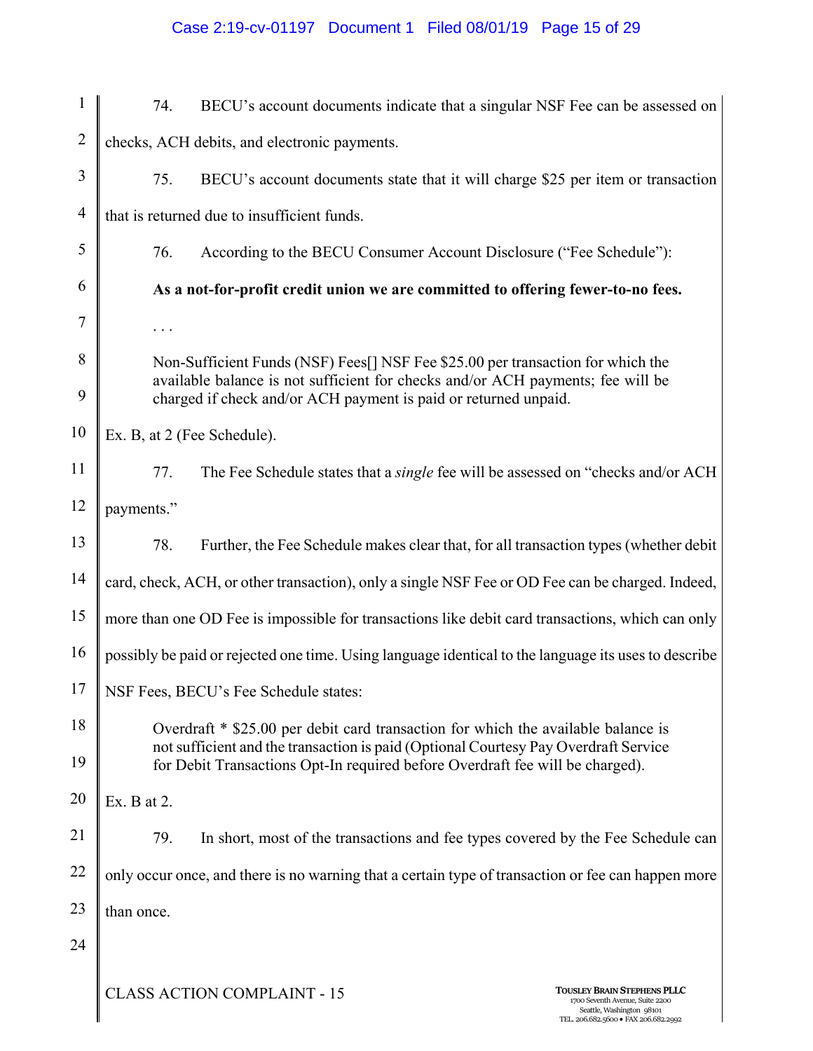74. BECU's account documents indicate that a singular NSF Fee can be assessed on checks, ACH debits, and electronic payments.

75. BECU's account documents state that it will charge $25 per item or transaction that is returned due to insufficient funds.

76. According to the BECU Consumer Account Disclosure ("Fee Schedule"):

> **As a not-for-profit credit union we are committed to offering fewer-to-no fees.**
>
> . . .
>
> Non-Sufficient Funds (NSF) Fees[] NSF Fee $25.00 per transaction for which the available balance is not sufficient for checks and/or ACH payments; fee will be charged if check and/or ACH payment is paid or returned unpaid.

Ex. B, at 2 (Fee Schedule).

77. The Fee Schedule states that a *single* fee will be assessed on "checks and/or ACH payments."

78. Further, the Fee Schedule makes clear that, for all transaction types (whether debit card, check, ACH, or other transaction), only a single NSF Fee or OD Fee can be charged. Indeed, more than one OD Fee is impossible for transactions like debit card transactions, which can only possibly be paid or rejected one time. Using language identical to the language its uses to describe NSF Fees, BECU's Fee Schedule states:

> Overdraft * $25.00 per debit card transaction for which the available balance is not sufficient and the transaction is paid (Optional Courtesy Pay Overdraft Service for Debit Transactions Opt-In required before Overdraft fee will be charged).

Ex. B at 2.

79. In short, most of the transactions and fee types covered by the Fee Schedule can only occur once, and there is no warning that a certain type of transaction or fee can happen more than once.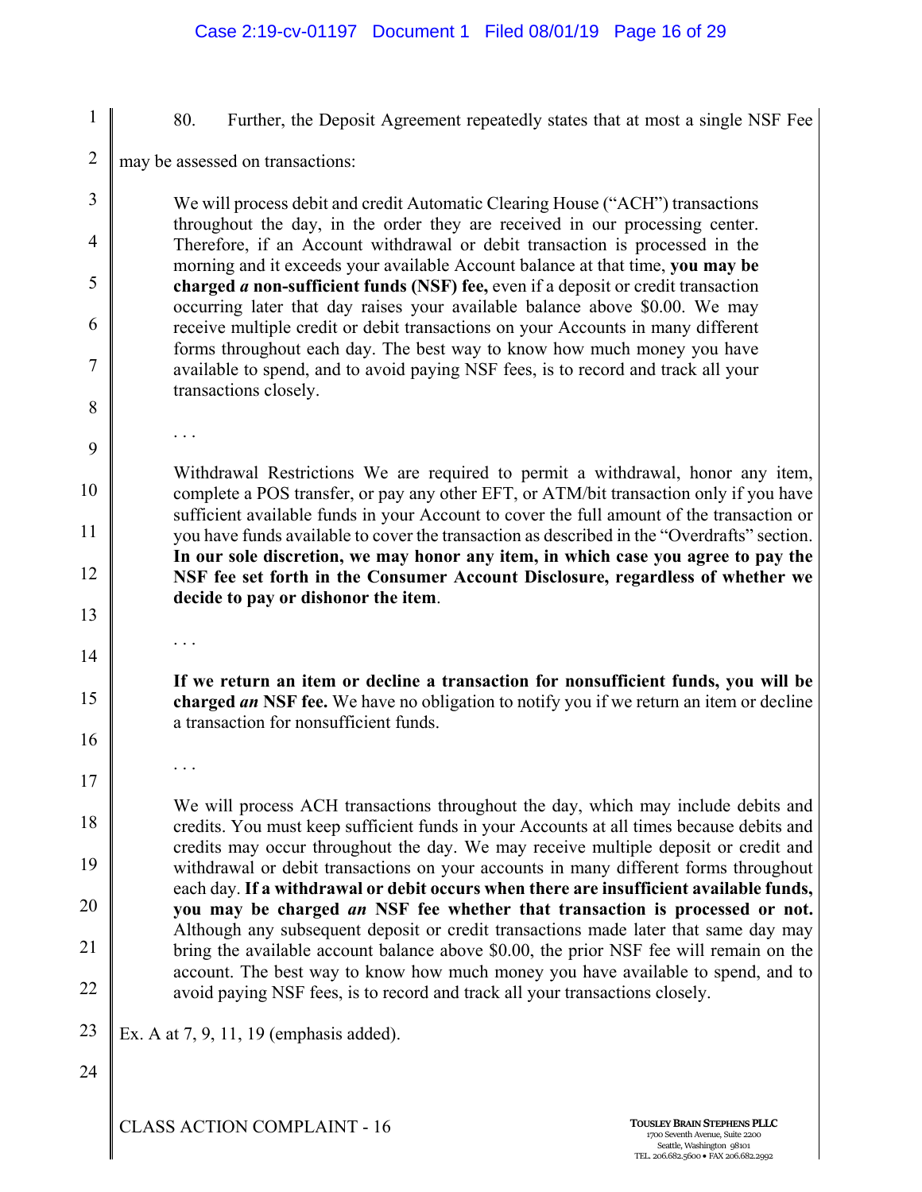80. Further, the Deposit Agreement repeatedly states that at most a single NSF Fee may be assessed on transactions:

> We will process debit and credit Automatic Clearing House ("ACH") transactions throughout the day, in the order they are received in our processing center. Therefore, if an Account withdrawal or debit transaction is processed in the morning and it exceeds your available Account balance at that time, **you may be charged *a* non-sufficient funds (NSF) fee,** even if a deposit or credit transaction occurring later that day raises your available balance above $0.00. We may receive multiple credit or debit transactions on your Accounts in many different forms throughout each day. The best way to know how much money you have available to spend, and to avoid paying NSF fees, is to record and track all your transactions closely.
>
> . . .
>
> Withdrawal Restrictions We are required to permit a withdrawal, honor any item, complete a POS transfer, or pay any other EFT, or ATM/bit transaction only if you have sufficient available funds in your Account to cover the full amount of the transaction or you have funds available to cover the transaction as described in the "Overdrafts" section. **In our sole discretion, we may honor any item, in which case you agree to pay the NSF fee set forth in the Consumer Account Disclosure, regardless of whether we decide to pay or dishonor the item**.
>
> . . .
>
> **If we return an item or decline a transaction for nonsufficient funds, you will be charged *an* NSF fee.** We have no obligation to notify you if we return an item or decline a transaction for nonsufficient funds.
>
> . . .
>
> We will process ACH transactions throughout the day, which may include debits and credits. You must keep sufficient funds in your Accounts at all times because debits and credits may occur throughout the day. We may receive multiple deposit or credit and withdrawal or debit transactions on your accounts in many different forms throughout each day. **If a withdrawal or debit occurs when there are insufficient available funds, you may be charged *an* NSF fee whether that transaction is processed or not.** Although any subsequent deposit or credit transactions made later that same day may bring the available account balance above $0.00, the prior NSF fee will remain on the account. The best way to know how much money you have available to spend, and to avoid paying NSF fees, is to record and track all your transactions closely.

Ex. A at 7, 9, 11, 19 (emphasis added).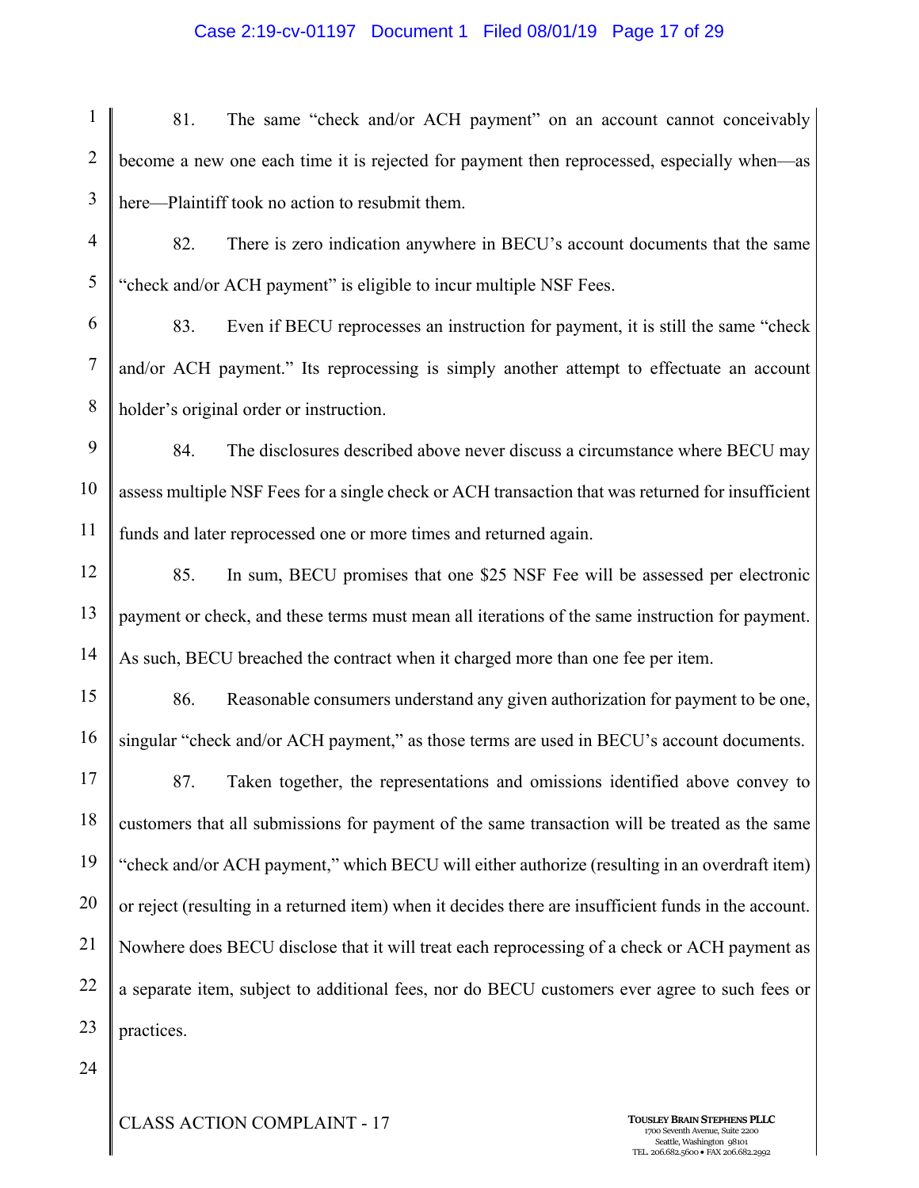81. The same "check and/or ACH payment" on an account cannot conceivably become a new one each time it is rejected for payment then reprocessed, especially when—as here—Plaintiff took no action to resubmit them.

82. There is zero indication anywhere in BECU's account documents that the same "check and/or ACH payment" is eligible to incur multiple NSF Fees.

83. Even if BECU reprocesses an instruction for payment, it is still the same "check and/or ACH payment." Its reprocessing is simply another attempt to effectuate an account holder's original order or instruction.

84. The disclosures described above never discuss a circumstance where BECU may assess multiple NSF Fees for a single check or ACH transaction that was returned for insufficient funds and later reprocessed one or more times and returned again.

85. In sum, BECU promises that one $25 NSF Fee will be assessed per electronic payment or check, and these terms must mean all iterations of the same instruction for payment. As such, BECU breached the contract when it charged more than one fee per item.

86. Reasonable consumers understand any given authorization for payment to be one, singular "check and/or ACH payment," as those terms are used in BECU's account documents.

87. Taken together, the representations and omissions identified above convey to customers that all submissions for payment of the same transaction will be treated as the same "check and/or ACH payment," which BECU will either authorize (resulting in an overdraft item) or reject (resulting in a returned item) when it decides there are insufficient funds in the account. Nowhere does BECU disclose that it will treat each reprocessing of a check or ACH payment as a separate item, subject to additional fees, nor do BECU customers ever agree to such fees or practices.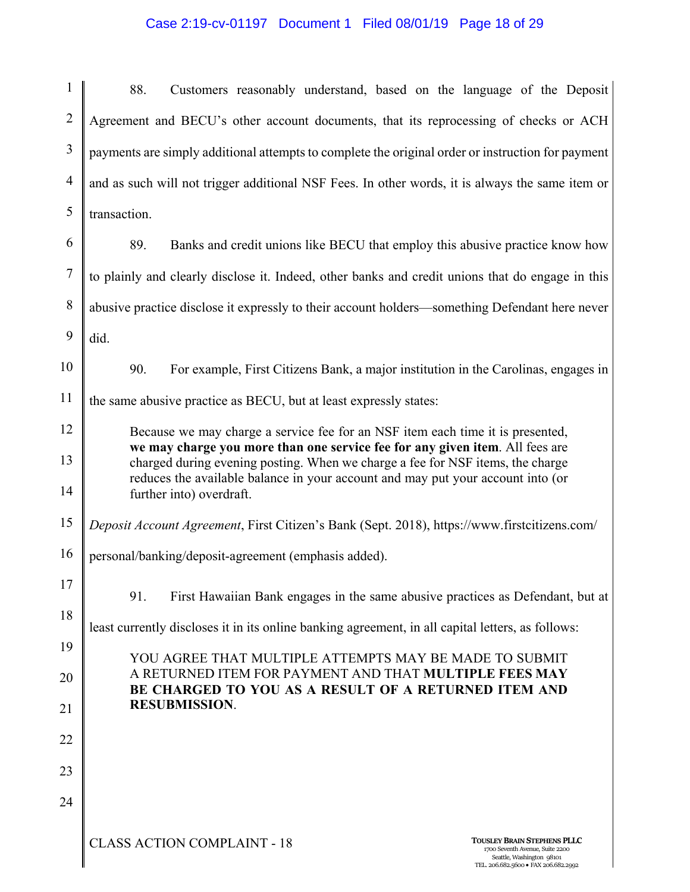88. Customers reasonably understand, based on the language of the Deposit Agreement and BECU's other account documents, that its reprocessing of checks or ACH payments are simply additional attempts to complete the original order or instruction for payment and as such will not trigger additional NSF Fees. In other words, it is always the same item or transaction.

89. Banks and credit unions like BECU that employ this abusive practice know how to plainly and clearly disclose it. Indeed, other banks and credit unions that do engage in this abusive practice disclose it expressly to their account holders—something Defendant here never did.

90. For example, First Citizens Bank, a major institution in the Carolinas, engages in the same abusive practice as BECU, but at least expressly states:

> Because we may charge a service fee for an NSF item each time it is presented, **we may charge you more than one service fee for any given item**. All fees are charged during evening posting. When we charge a fee for NSF items, the charge reduces the available balance in your account and may put your account into (or further into) overdraft.

*Deposit Account Agreement*, First Citizen's Bank (Sept. 2018), https://www.firstcitizens.com/personal/banking/deposit-agreement (emphasis added).

91. First Hawaiian Bank engages in the same abusive practices as Defendant, but at least currently discloses it in its online banking agreement, in all capital letters, as follows:

> YOU AGREE THAT MULTIPLE ATTEMPTS MAY BE MADE TO SUBMIT A RETURNED ITEM FOR PAYMENT AND THAT **MULTIPLE FEES MAY BE CHARGED TO YOU AS A RESULT OF A RETURNED ITEM AND RESUBMISSION**.

CLASS ACTION COMPLAINT - 18

TOUSLEY BRAIN STEPHENS PLLC
1700 Seventh Avenue, Suite 2200
Seattle, Washington 98101
TEL. 206.682.5600 • FAX 206.682.2992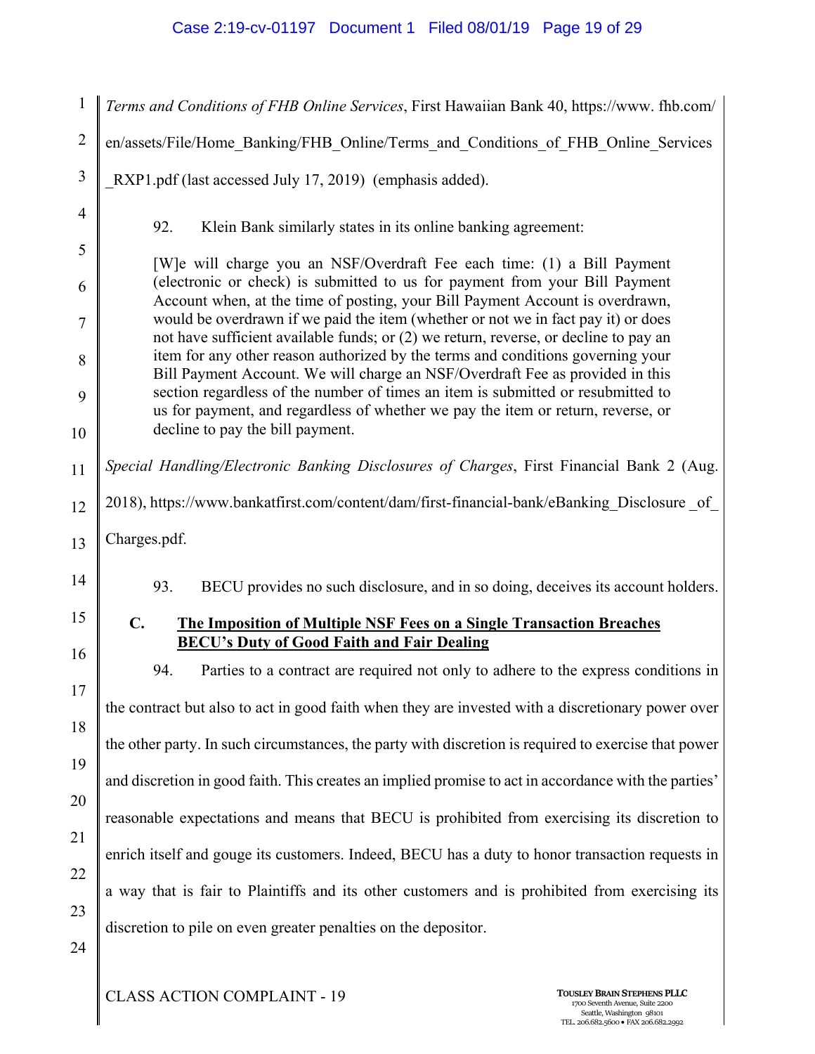*Terms and Conditions of FHB Online Services*, First Hawaiian Bank 40, https://www. fhb.com/en/assets/File/Home_Banking/FHB_Online/Terms_and_Conditions_of_FHB_Online_Services_RXP1.pdf (last accessed July 17, 2019) (emphasis added).

92. Klein Bank similarly states in its online banking agreement:

> [W]e will charge you an NSF/Overdraft Fee each time: (1) a Bill Payment (electronic or check) is submitted to us for payment from your Bill Payment Account when, at the time of posting, your Bill Payment Account is overdrawn, would be overdrawn if we paid the item (whether or not we in fact pay it) or does not have sufficient available funds; or (2) we return, reverse, or decline to pay an item for any other reason authorized by the terms and conditions governing your Bill Payment Account. We will charge an NSF/Overdraft Fee as provided in this section regardless of the number of times an item is submitted or resubmitted to us for payment, and regardless of whether we pay the item or return, reverse, or decline to pay the bill payment.

*Special Handling/Electronic Banking Disclosures of Charges*, First Financial Bank 2 (Aug. 2018), https://www.bankatfirst.com/content/dam/first-financial-bank/eBanking_Disclosure _of_Charges.pdf.

93. BECU provides no such disclosure, and in so doing, deceives its account holders.

### C. The Imposition of Multiple NSF Fees on a Single Transaction Breaches BECU's Duty of Good Faith and Fair Dealing

94. Parties to a contract are required not only to adhere to the express conditions in the contract but also to act in good faith when they are invested with a discretionary power over the other party. In such circumstances, the party with discretion is required to exercise that power and discretion in good faith. This creates an implied promise to act in accordance with the parties' reasonable expectations and means that BECU is prohibited from exercising its discretion to enrich itself and gouge its customers. Indeed, BECU has a duty to honor transaction requests in a way that is fair to Plaintiffs and its other customers and is prohibited from exercising its discretion to pile on even greater penalties on the depositor.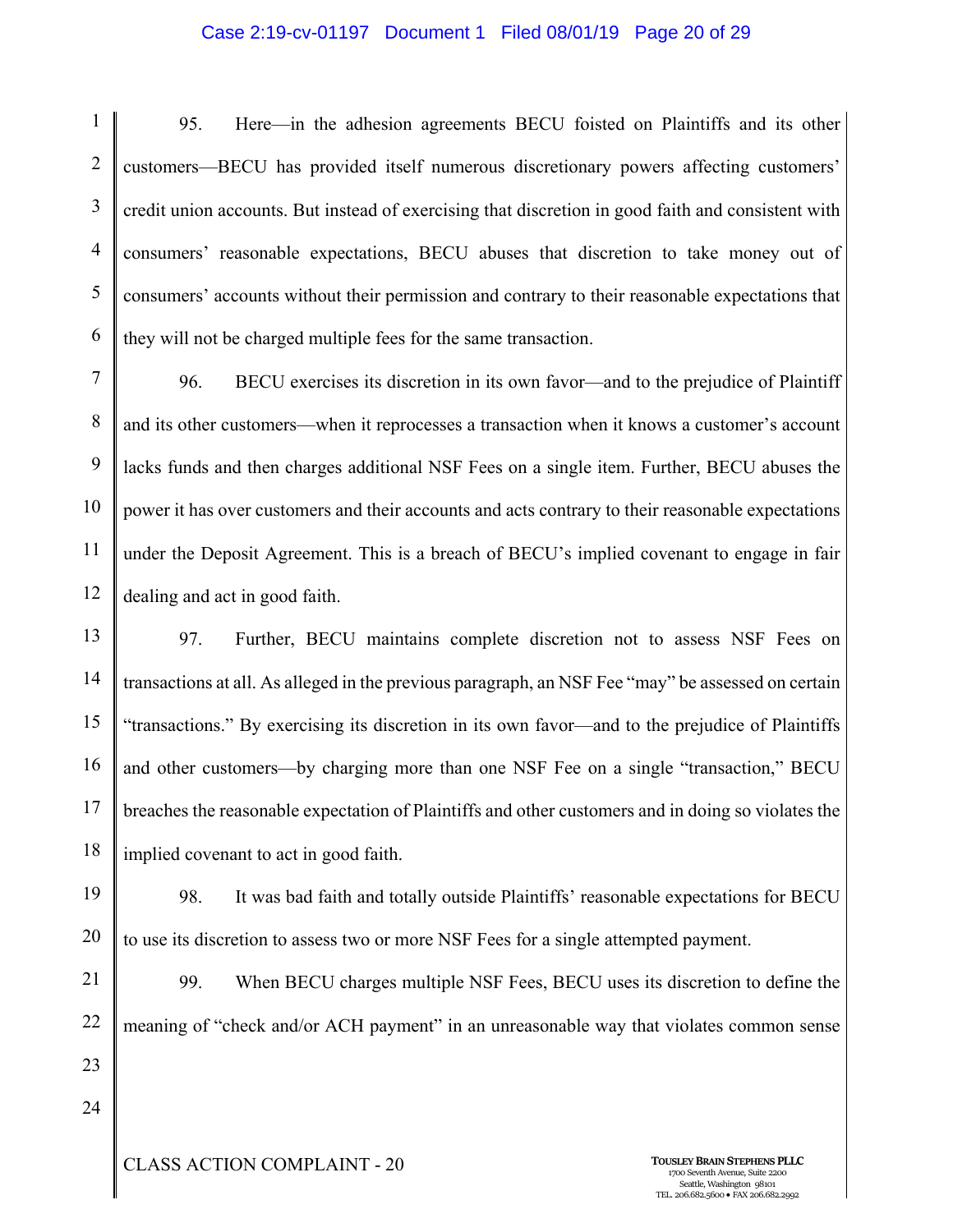95. Here—in the adhesion agreements BECU foisted on Plaintiffs and its other customers—BECU has provided itself numerous discretionary powers affecting customers' credit union accounts. But instead of exercising that discretion in good faith and consistent with consumers' reasonable expectations, BECU abuses that discretion to take money out of consumers' accounts without their permission and contrary to their reasonable expectations that they will not be charged multiple fees for the same transaction.

96. BECU exercises its discretion in its own favor—and to the prejudice of Plaintiff and its other customers—when it reprocesses a transaction when it knows a customer's account lacks funds and then charges additional NSF Fees on a single item. Further, BECU abuses the power it has over customers and their accounts and acts contrary to their reasonable expectations under the Deposit Agreement. This is a breach of BECU's implied covenant to engage in fair dealing and act in good faith.

97. Further, BECU maintains complete discretion not to assess NSF Fees on transactions at all. As alleged in the previous paragraph, an NSF Fee "may" be assessed on certain "transactions." By exercising its discretion in its own favor—and to the prejudice of Plaintiffs and other customers—by charging more than one NSF Fee on a single "transaction," BECU breaches the reasonable expectation of Plaintiffs and other customers and in doing so violates the implied covenant to act in good faith.

98. It was bad faith and totally outside Plaintiffs' reasonable expectations for BECU to use its discretion to assess two or more NSF Fees for a single attempted payment.

99. When BECU charges multiple NSF Fees, BECU uses its discretion to define the meaning of "check and/or ACH payment" in an unreasonable way that violates common sense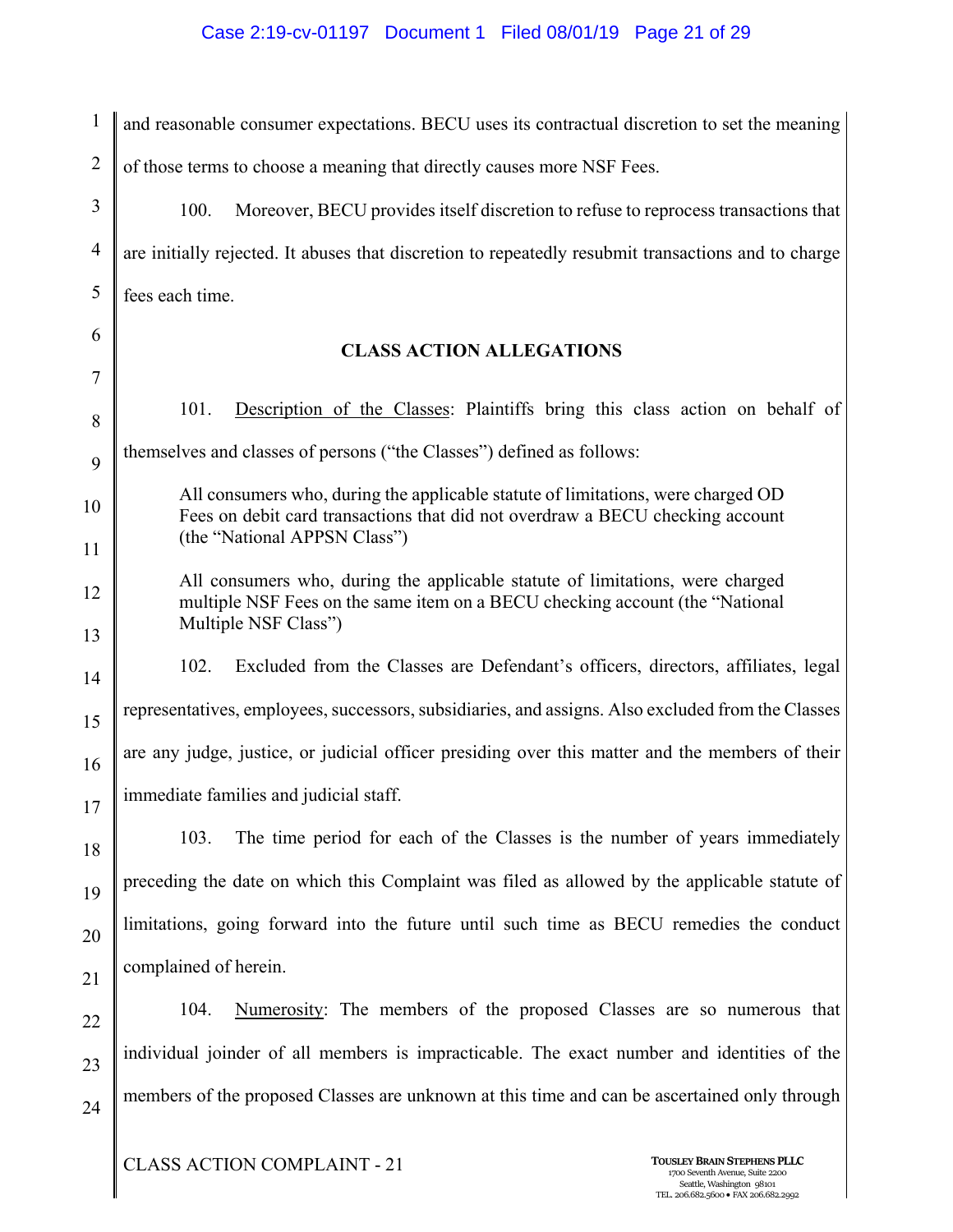and reasonable consumer expectations. BECU uses its contractual discretion to set the meaning of those terms to choose a meaning that directly causes more NSF Fees.

100. Moreover, BECU provides itself discretion to refuse to reprocess transactions that are initially rejected. It abuses that discretion to repeatedly resubmit transactions and to charge fees each time.

## CLASS ACTION ALLEGATIONS

101. Description of the Classes: Plaintiffs bring this class action on behalf of themselves and classes of persons ("the Classes") defined as follows:

> All consumers who, during the applicable statute of limitations, were charged OD Fees on debit card transactions that did not overdraw a BECU checking account (the "National APPSN Class")

> All consumers who, during the applicable statute of limitations, were charged multiple NSF Fees on the same item on a BECU checking account (the "National Multiple NSF Class")

102. Excluded from the Classes are Defendant's officers, directors, affiliates, legal representatives, employees, successors, subsidiaries, and assigns. Also excluded from the Classes are any judge, justice, or judicial officer presiding over this matter and the members of their immediate families and judicial staff.

103. The time period for each of the Classes is the number of years immediately preceding the date on which this Complaint was filed as allowed by the applicable statute of limitations, going forward into the future until such time as BECU remedies the conduct complained of herein.

104. Numerosity: The members of the proposed Classes are so numerous that individual joinder of all members is impracticable. The exact number and identities of the members of the proposed Classes are unknown at this time and can be ascertained only through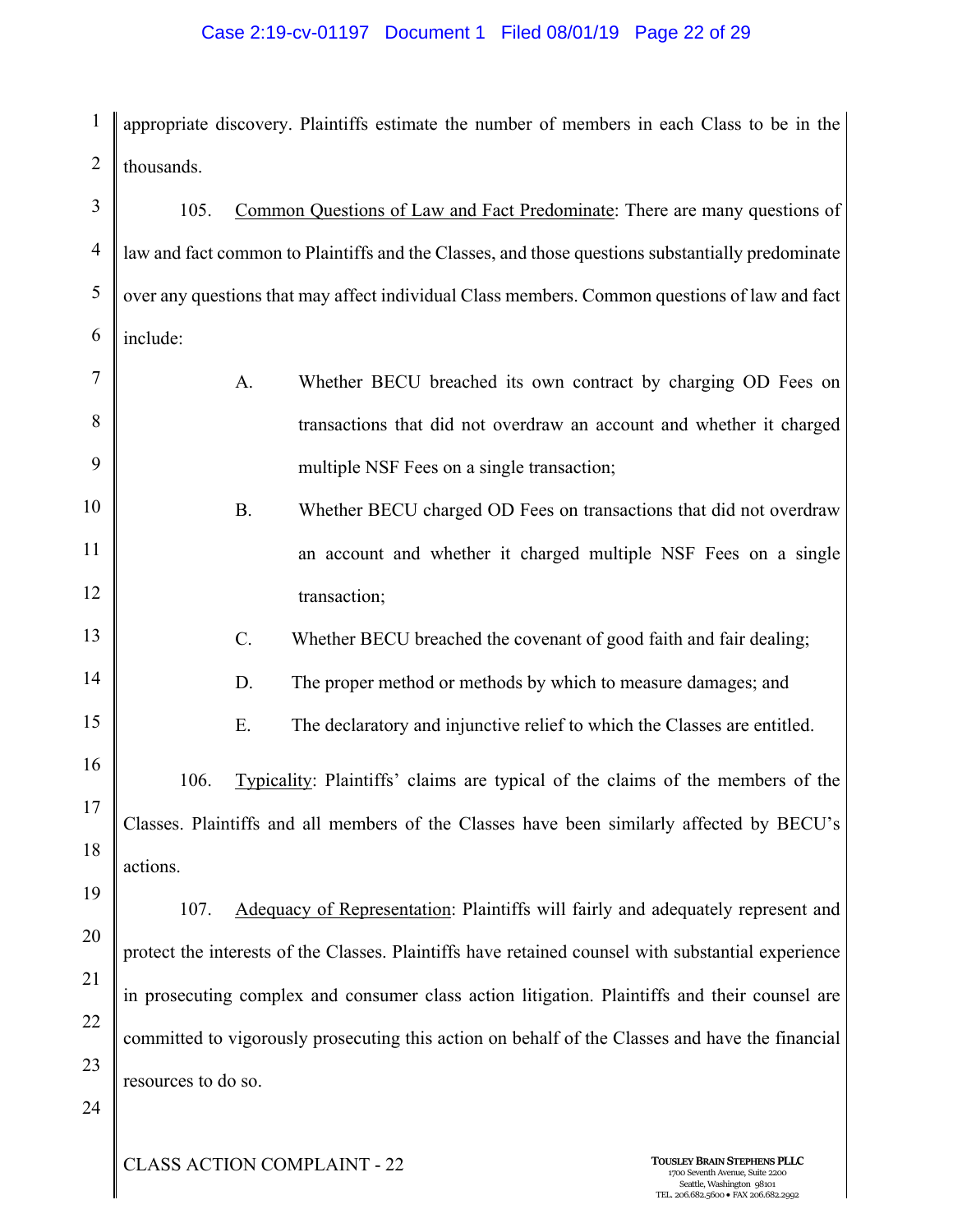appropriate discovery. Plaintiffs estimate the number of members in each Class to be in the thousands.

105. Common Questions of Law and Fact Predominate: There are many questions of law and fact common to Plaintiffs and the Classes, and those questions substantially predominate over any questions that may affect individual Class members. Common questions of law and fact include:

A. Whether BECU breached its own contract by charging OD Fees on transactions that did not overdraw an account and whether it charged multiple NSF Fees on a single transaction;

B. Whether BECU charged OD Fees on transactions that did not overdraw an account and whether it charged multiple NSF Fees on a single transaction;

C. Whether BECU breached the covenant of good faith and fair dealing;

D. The proper method or methods by which to measure damages; and

E. The declaratory and injunctive relief to which the Classes are entitled.

106. Typicality: Plaintiffs' claims are typical of the claims of the members of the Classes. Plaintiffs and all members of the Classes have been similarly affected by BECU's actions.

107. Adequacy of Representation: Plaintiffs will fairly and adequately represent and protect the interests of the Classes. Plaintiffs have retained counsel with substantial experience in prosecuting complex and consumer class action litigation. Plaintiffs and their counsel are committed to vigorously prosecuting this action on behalf of the Classes and have the financial resources to do so.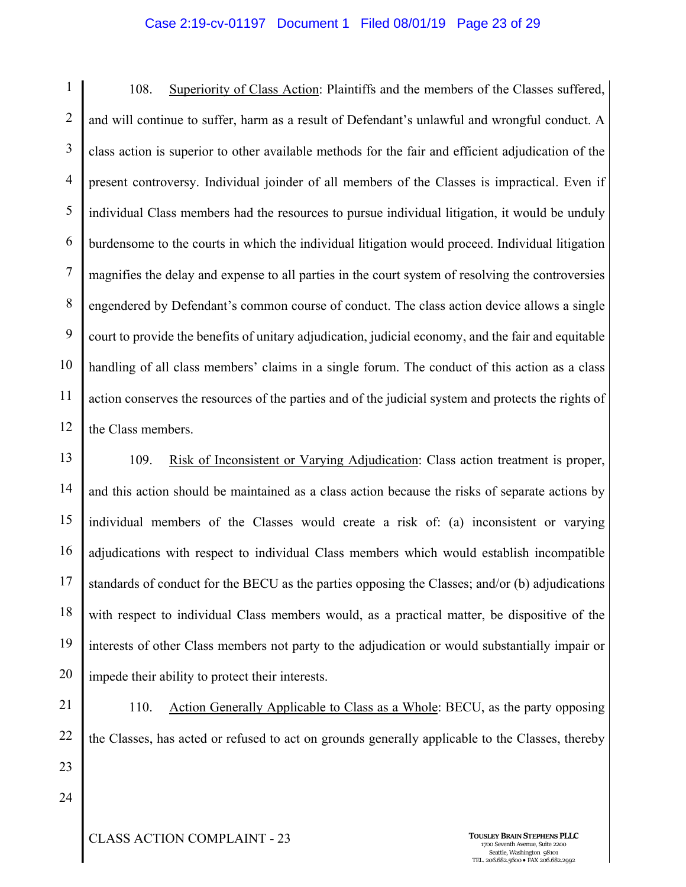108. <u>Superiority of Class Action</u>: Plaintiffs and the members of the Classes suffered, and will continue to suffer, harm as a result of Defendant's unlawful and wrongful conduct. A class action is superior to other available methods for the fair and efficient adjudication of the present controversy. Individual joinder of all members of the Classes is impractical. Even if individual Class members had the resources to pursue individual litigation, it would be unduly burdensome to the courts in which the individual litigation would proceed. Individual litigation magnifies the delay and expense to all parties in the court system of resolving the controversies engendered by Defendant's common course of conduct. The class action device allows a single court to provide the benefits of unitary adjudication, judicial economy, and the fair and equitable handling of all class members' claims in a single forum. The conduct of this action as a class action conserves the resources of the parties and of the judicial system and protects the rights of the Class members.

109. <u>Risk of Inconsistent or Varying Adjudication</u>: Class action treatment is proper, and this action should be maintained as a class action because the risks of separate actions by individual members of the Classes would create a risk of: (a) inconsistent or varying adjudications with respect to individual Class members which would establish incompatible standards of conduct for the BECU as the parties opposing the Classes; and/or (b) adjudications with respect to individual Class members would, as a practical matter, be dispositive of the interests of other Class members not party to the adjudication or would substantially impair or impede their ability to protect their interests.

110. <u>Action Generally Applicable to Class as a Whole</u>: BECU, as the party opposing the Classes, has acted or refused to act on grounds generally applicable to the Classes, thereby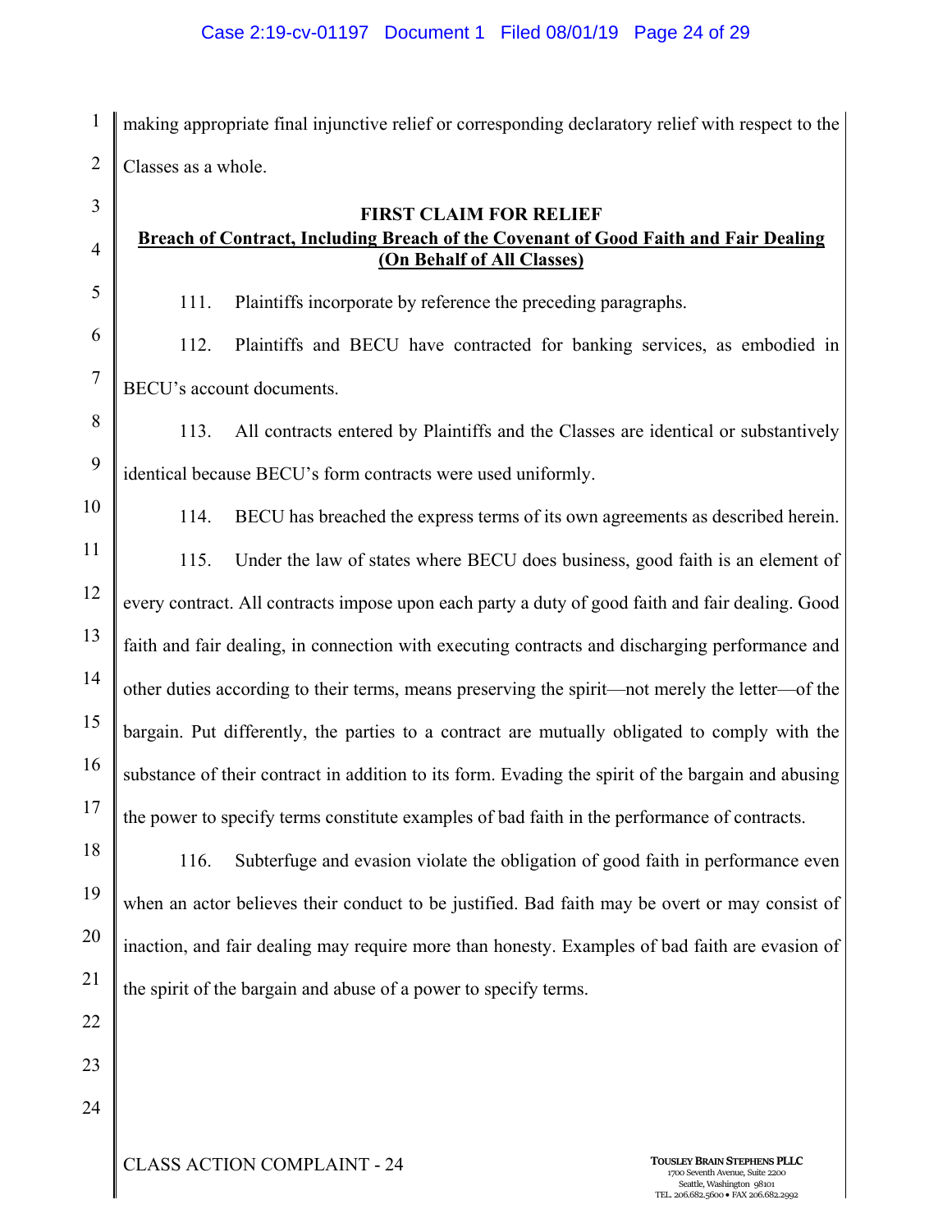making appropriate final injunctive relief or corresponding declaratory relief with respect to the Classes as a whole.

**FIRST CLAIM FOR RELIEF**

**Breach of Contract, Including Breach of the Covenant of Good Faith and Fair Dealing (On Behalf of All Classes)**

111. Plaintiffs incorporate by reference the preceding paragraphs.

112. Plaintiffs and BECU have contracted for banking services, as embodied in BECU's account documents.

113. All contracts entered by Plaintiffs and the Classes are identical or substantively identical because BECU's form contracts were used uniformly.

114. BECU has breached the express terms of its own agreements as described herein.

115. Under the law of states where BECU does business, good faith is an element of every contract. All contracts impose upon each party a duty of good faith and fair dealing. Good faith and fair dealing, in connection with executing contracts and discharging performance and other duties according to their terms, means preserving the spirit—not merely the letter—of the bargain. Put differently, the parties to a contract are mutually obligated to comply with the substance of their contract in addition to its form. Evading the spirit of the bargain and abusing the power to specify terms constitute examples of bad faith in the performance of contracts.

116. Subterfuge and evasion violate the obligation of good faith in performance even when an actor believes their conduct to be justified. Bad faith may be overt or may consist of inaction, and fair dealing may require more than honesty. Examples of bad faith are evasion of the spirit of the bargain and abuse of a power to specify terms.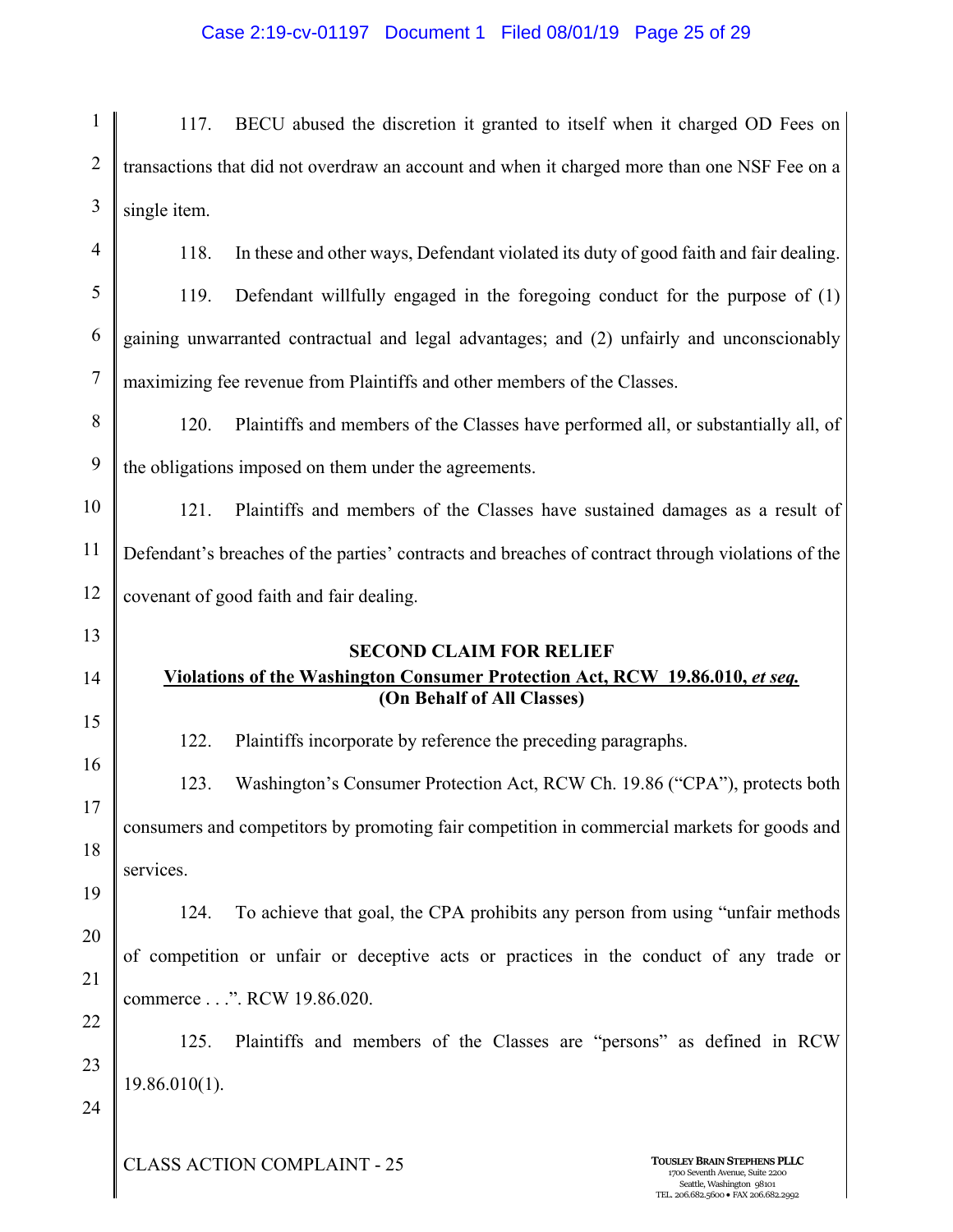117. BECU abused the discretion it granted to itself when it charged OD Fees on transactions that did not overdraw an account and when it charged more than one NSF Fee on a single item.

118. In these and other ways, Defendant violated its duty of good faith and fair dealing.

119. Defendant willfully engaged in the foregoing conduct for the purpose of (1) gaining unwarranted contractual and legal advantages; and (2) unfairly and unconscionably maximizing fee revenue from Plaintiffs and other members of the Classes.

120. Plaintiffs and members of the Classes have performed all, or substantially all, of the obligations imposed on them under the agreements.

121. Plaintiffs and members of the Classes have sustained damages as a result of Defendant's breaches of the parties' contracts and breaches of contract through violations of the covenant of good faith and fair dealing.

**SECOND CLAIM FOR RELIEF**

**Violations of the Washington Consumer Protection Act, RCW 19.86.010, *et seq.***

**(On Behalf of All Classes)**

122. Plaintiffs incorporate by reference the preceding paragraphs.

123. Washington's Consumer Protection Act, RCW Ch. 19.86 ("CPA"), protects both consumers and competitors by promoting fair competition in commercial markets for goods and services.

124. To achieve that goal, the CPA prohibits any person from using "unfair methods of competition or unfair or deceptive acts or practices in the conduct of any trade or commerce . . .". RCW 19.86.020.

125. Plaintiffs and members of the Classes are "persons" as defined in RCW 19.86.010(1).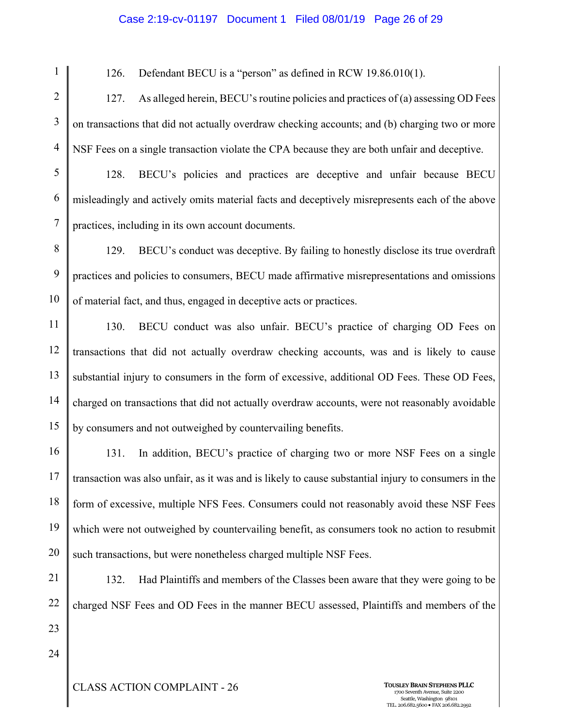126. Defendant BECU is a "person" as defined in RCW 19.86.010(1).

127. As alleged herein, BECU's routine policies and practices of (a) assessing OD Fees on transactions that did not actually overdraw checking accounts; and (b) charging two or more NSF Fees on a single transaction violate the CPA because they are both unfair and deceptive.

128. BECU's policies and practices are deceptive and unfair because BECU misleadingly and actively omits material facts and deceptively misrepresents each of the above practices, including in its own account documents.

129. BECU's conduct was deceptive. By failing to honestly disclose its true overdraft practices and policies to consumers, BECU made affirmative misrepresentations and omissions of material fact, and thus, engaged in deceptive acts or practices.

130. BECU conduct was also unfair. BECU's practice of charging OD Fees on transactions that did not actually overdraw checking accounts, was and is likely to cause substantial injury to consumers in the form of excessive, additional OD Fees. These OD Fees, charged on transactions that did not actually overdraw accounts, were not reasonably avoidable by consumers and not outweighed by countervailing benefits.

131. In addition, BECU's practice of charging two or more NSF Fees on a single transaction was also unfair, as it was and is likely to cause substantial injury to consumers in the form of excessive, multiple NFS Fees. Consumers could not reasonably avoid these NSF Fees which were not outweighed by countervailing benefit, as consumers took no action to resubmit such transactions, but were nonetheless charged multiple NSF Fees.

132. Had Plaintiffs and members of the Classes been aware that they were going to be charged NSF Fees and OD Fees in the manner BECU assessed, Plaintiffs and members of the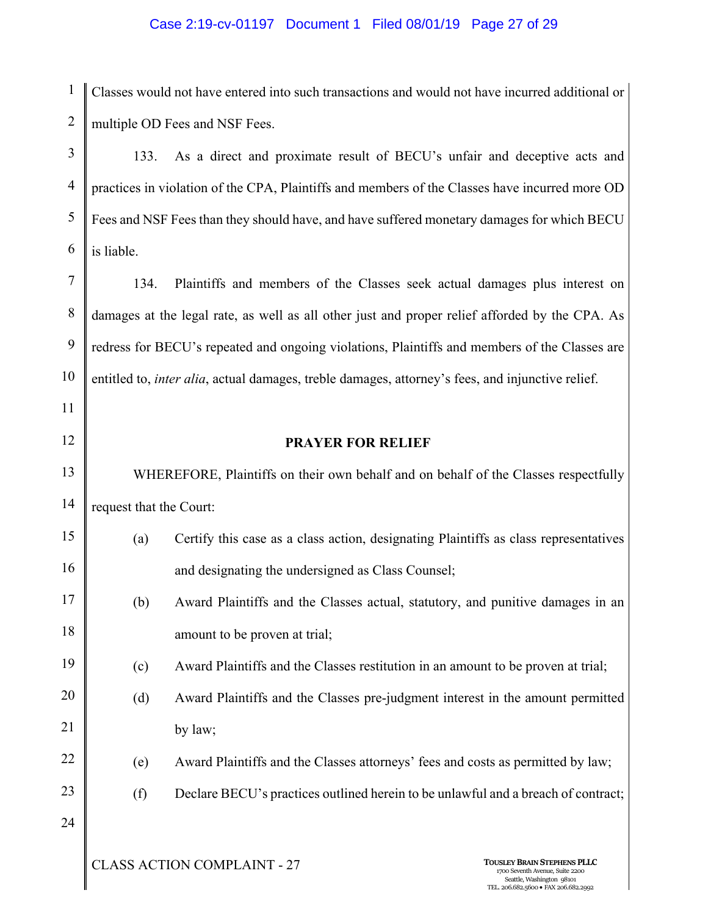Classes would not have entered into such transactions and would not have incurred additional or multiple OD Fees and NSF Fees.

133. As a direct and proximate result of BECU's unfair and deceptive acts and practices in violation of the CPA, Plaintiffs and members of the Classes have incurred more OD Fees and NSF Fees than they should have, and have suffered monetary damages for which BECU is liable.

134. Plaintiffs and members of the Classes seek actual damages plus interest on damages at the legal rate, as well as all other just and proper relief afforded by the CPA. As redress for BECU's repeated and ongoing violations, Plaintiffs and members of the Classes are entitled to, *inter alia*, actual damages, treble damages, attorney's fees, and injunctive relief.

## PRAYER FOR RELIEF

WHEREFORE, Plaintiffs on their own behalf and on behalf of the Classes respectfully request that the Court:

(a) Certify this case as a class action, designating Plaintiffs as class representatives and designating the undersigned as Class Counsel;

(b) Award Plaintiffs and the Classes actual, statutory, and punitive damages in an amount to be proven at trial;

(c) Award Plaintiffs and the Classes restitution in an amount to be proven at trial;

(d) Award Plaintiffs and the Classes pre-judgment interest in the amount permitted by law;

(e) Award Plaintiffs and the Classes attorneys' fees and costs as permitted by law;

(f) Declare BECU's practices outlined herein to be unlawful and a breach of contract;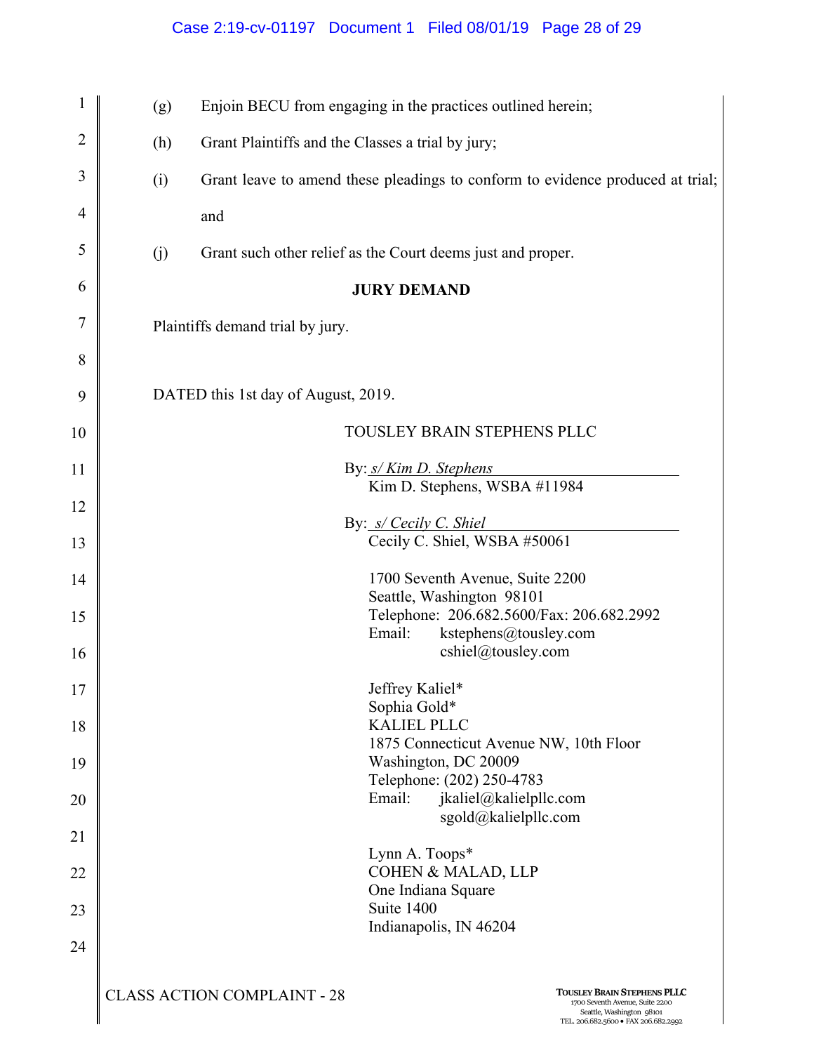(g) Enjoin BECU from engaging in the practices outlined herein;

(h) Grant Plaintiffs and the Classes a trial by jury;

(i) Grant leave to amend these pleadings to conform to evidence produced at trial; and

(j) Grant such other relief as the Court deems just and proper.

**JURY DEMAND**

Plaintiffs demand trial by jury.

DATED this 1st day of August, 2019.

TOUSLEY BRAIN STEPHENS PLLC

By: *s/ Kim D. Stephens*
Kim D. Stephens, WSBA #11984

By: *s/ Cecily C. Shiel*
Cecily C. Shiel, WSBA #50061

1700 Seventh Avenue, Suite 2200
Seattle, Washington 98101
Telephone: 206.682.5600/Fax: 206.682.2992
Email: kstephens@tousley.com
cshiel@tousley.com

Jeffrey Kaliel*
Sophia Gold*
KALIEL PLLC
1875 Connecticut Avenue NW, 10th Floor
Washington, DC 20009
Telephone: (202) 250-4783
Email: jkaliel@kalielpllc.com
sgold@kalielpllc.com

Lynn A. Toops*
COHEN & MALAD, LLP
One Indiana Square
Suite 1400
Indianapolis, IN 46204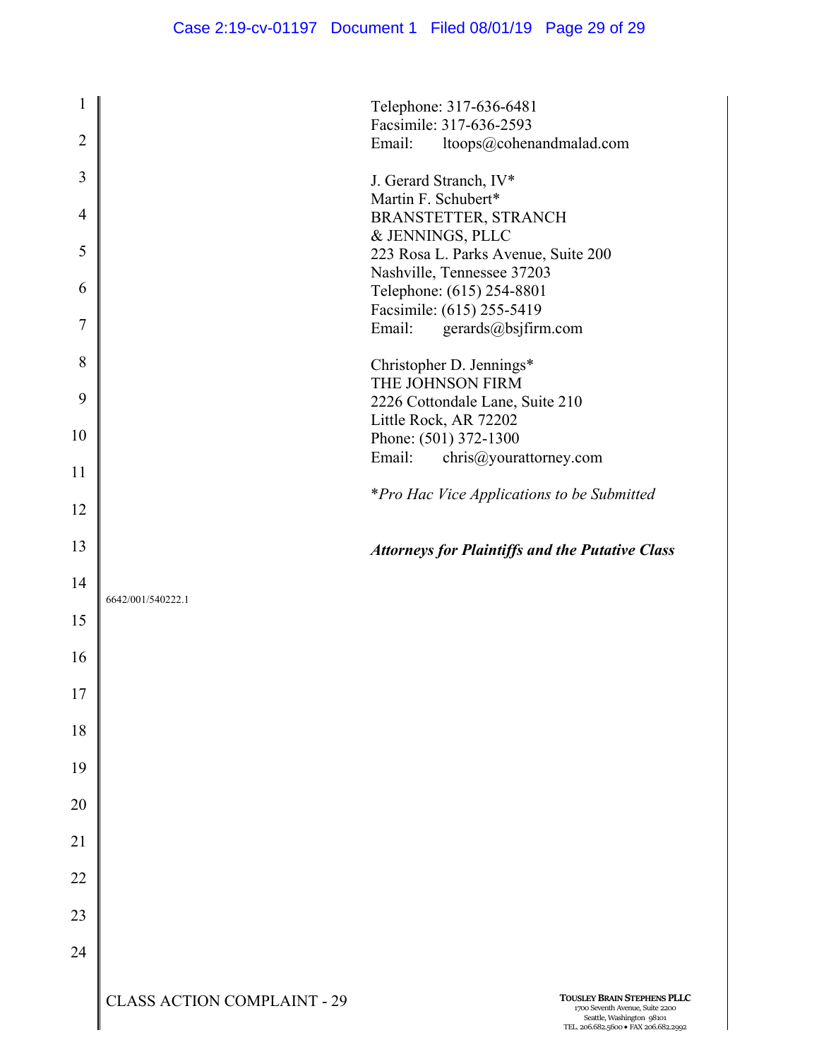Telephone: 317-636-6481
Facsimile: 317-636-2593
Email: ltoops@cohenandmalad.com

J. Gerard Stranch, IV*
Martin F. Schubert*
BRANSTETTER, STRANCH
& JENNINGS, PLLC
223 Rosa L. Parks Avenue, Suite 200
Nashville, Tennessee 37203
Telephone: (615) 254-8801
Facsimile: (615) 255-5419
Email: gerards@bsjfirm.com

Christopher D. Jennings*
THE JOHNSON FIRM
2226 Cottondale Lane, Suite 210
Little Rock, AR 72202
Phone: (501) 372-1300
Email: chris@yourattorney.com

**Pro Hac Vice Applications to be Submitted*

***Attorneys for Plaintiffs and the Putative Class***

6642/001/540222.1